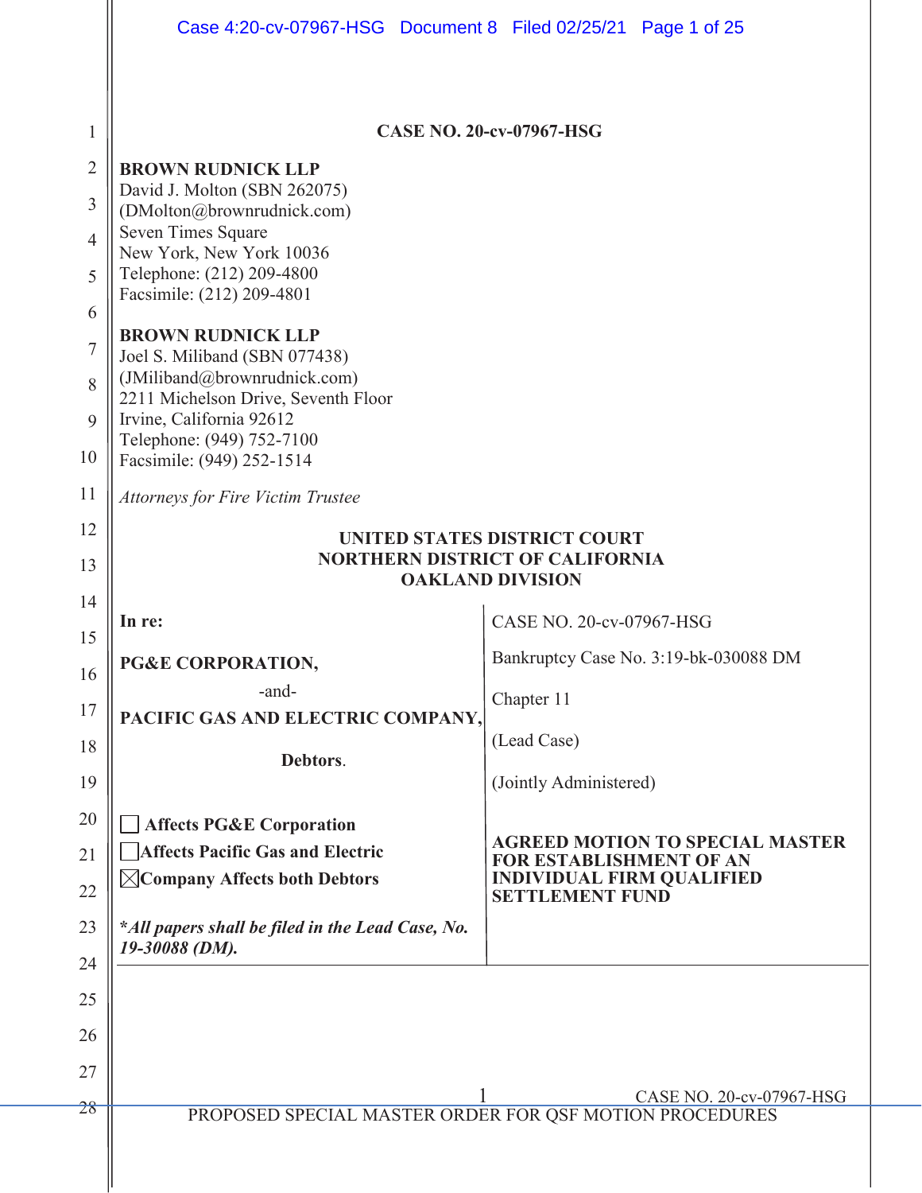**CASE NO. 20-cv-07967-HSG**

**BROWN RUDNICK LLP**
David J. Molton (SBN 262075)
(DMolton@brownrudnick.com)
Seven Times Square
New York, New York 10036
Telephone: (212) 209-4800
Facsimile: (212) 209-4801

**BROWN RUDNICK LLP**
Joel S. Miliband (SBN 077438)
(JMiliband@brownrudnick.com)
2211 Michelson Drive, Seventh Floor
Irvine, California 92612
Telephone: (949) 752-7100
Facsimile: (949) 252-1514

*Attorneys for Fire Victim Trustee*

**UNITED STATES DISTRICT COURT**
**NORTHERN DISTRICT OF CALIFORNIA**
**OAKLAND DIVISION**

| | |
|---|---|
| **In re:**<br><br>**PG&E CORPORATION,**<br>-and-<br>**PACIFIC GAS AND ELECTRIC COMPANY,**<br><br>**Debtors**.<br><br>☐ **Affects PG&E Corporation**<br>☐ **Affects Pacific Gas and Electric Company**<br>☒ **Affects both Debtors**<br><br>***All papers shall be filed in the Lead Case, No. 19-30088 (DM).*** | CASE NO. 20-cv-07967-HSG<br><br>Bankruptcy Case No. 3:19-bk-030088 DM<br><br>Chapter 11<br><br>(Lead Case)<br><br>(Jointly Administered)<br><br>**AGREED MOTION TO SPECIAL MASTER FOR ESTABLISHMENT OF AN INDIVIDUAL FIRM QUALIFIED SETTLEMENT FUND** |

PROPOSED SPECIAL MASTER ORDER FOR QSF MOTION PROCEDURES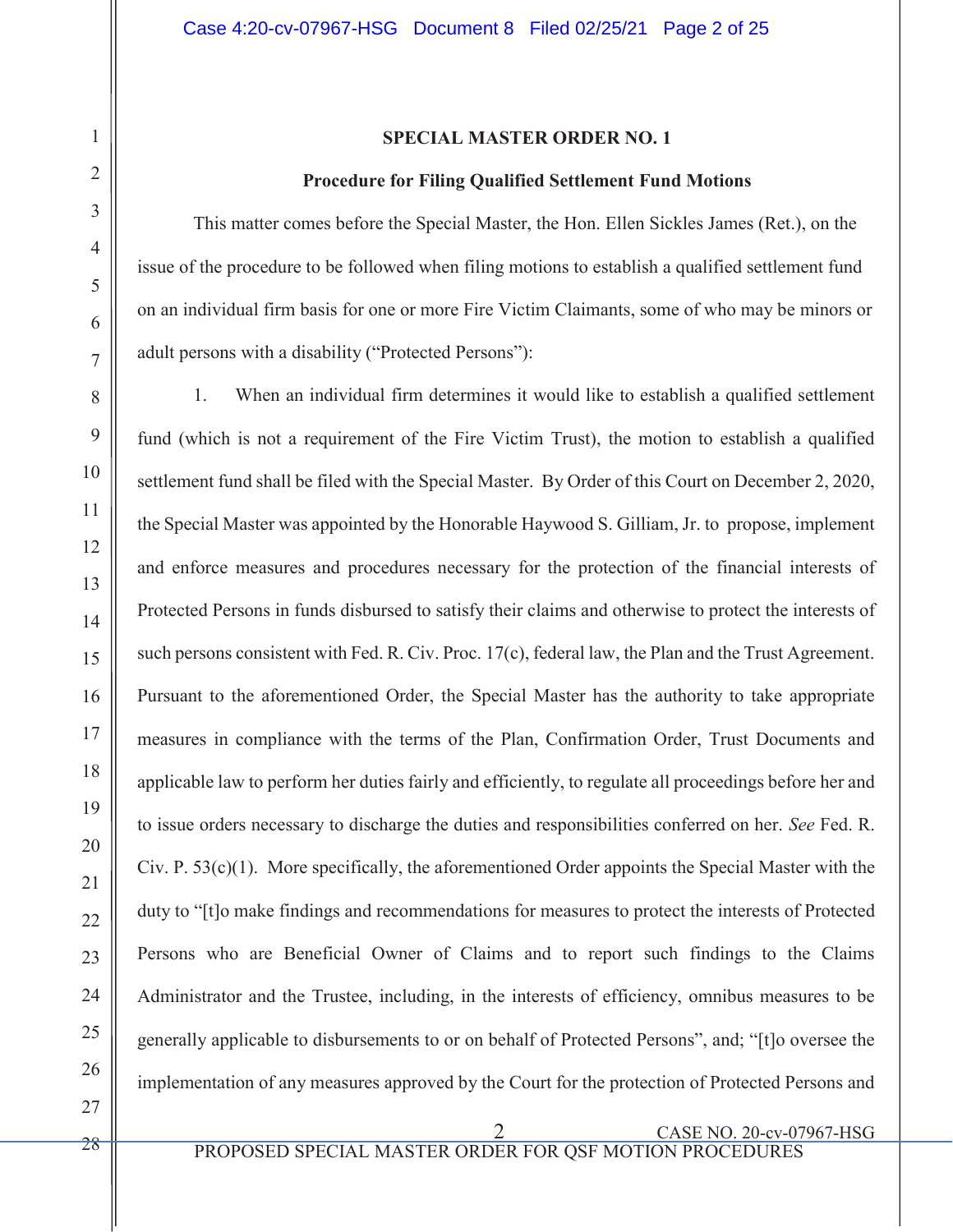**SPECIAL MASTER ORDER NO. 1**

**Procedure for Filing Qualified Settlement Fund Motions**

This matter comes before the Special Master, the Hon. Ellen Sickles James (Ret.), on the issue of the procedure to be followed when filing motions to establish a qualified settlement fund on an individual firm basis for one or more Fire Victim Claimants, some of who may be minors or adult persons with a disability ("Protected Persons"):

1. When an individual firm determines it would like to establish a qualified settlement fund (which is not a requirement of the Fire Victim Trust), the motion to establish a qualified settlement fund shall be filed with the Special Master. By Order of this Court on December 2, 2020, the Special Master was appointed by the Honorable Haywood S. Gilliam, Jr. to propose, implement and enforce measures and procedures necessary for the protection of the financial interests of Protected Persons in funds disbursed to satisfy their claims and otherwise to protect the interests of such persons consistent with Fed. R. Civ. Proc. 17(c), federal law, the Plan and the Trust Agreement. Pursuant to the aforementioned Order, the Special Master has the authority to take appropriate measures in compliance with the terms of the Plan, Confirmation Order, Trust Documents and applicable law to perform her duties fairly and efficiently, to regulate all proceedings before her and to issue orders necessary to discharge the duties and responsibilities conferred on her. *See* Fed. R. Civ. P. 53(c)(1). More specifically, the aforementioned Order appoints the Special Master with the duty to "[t]o make findings and recommendations for measures to protect the interests of Protected Persons who are Beneficial Owner of Claims and to report such findings to the Claims Administrator and the Trustee, including, in the interests of efficiency, omnibus measures to be generally applicable to disbursements to or on behalf of Protected Persons", and; "[t]o oversee the implementation of any measures approved by the Court for the protection of Protected Persons and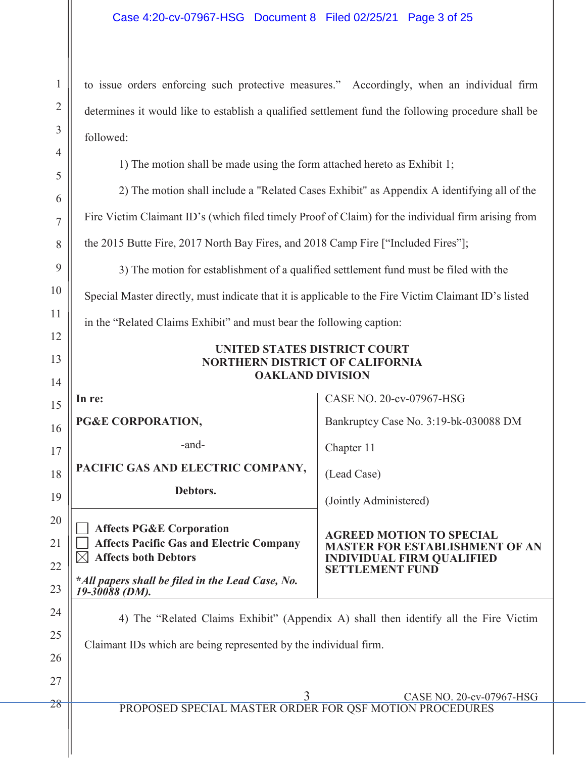to issue orders enforcing such protective measures." Accordingly, when an individual firm determines it would like to establish a qualified settlement fund the following procedure shall be followed:

1) The motion shall be made using the form attached hereto as Exhibit 1;

2) The motion shall include a "Related Cases Exhibit" as Appendix A identifying all of the Fire Victim Claimant ID's (which filed timely Proof of Claim) for the individual firm arising from the 2015 Butte Fire, 2017 North Bay Fires, and 2018 Camp Fire ["Included Fires"];

3) The motion for establishment of a qualified settlement fund must be filed with the Special Master directly, must indicate that it is applicable to the Fire Victim Claimant ID's listed in the "Related Claims Exhibit" and must bear the following caption:

**UNITED STATES DISTRICT COURT**
**NORTHERN DISTRICT OF CALIFORNIA**
**OAKLAND DIVISION**

| | |
|---|---|
| **In re:**<br><br>**PG&E CORPORATION,**<br><br>-and-<br><br>**PACIFIC GAS AND ELECTRIC COMPANY,**<br><br>**Debtors.** | CASE NO. 20-cv-07967-HSG<br><br>Bankruptcy Case No. 3:19-bk-030088 DM<br><br>Chapter 11<br><br>(Lead Case)<br><br>(Jointly Administered) |
| ☐ **Affects PG&E Corporation**<br>☐ **Affects Pacific Gas and Electric Company**<br>☒ **Affects both Debtors**<br><br>***All papers shall be filed in the Lead Case, No. 19-30088 (DM).*** | **AGREED MOTION TO SPECIAL MASTER FOR ESTABLISHMENT OF AN INDIVIDUAL FIRM QUALIFIED SETTLEMENT FUND** |

4) The "Related Claims Exhibit" (Appendix A) shall then identify all the Fire Victim Claimant IDs which are being represented by the individual firm.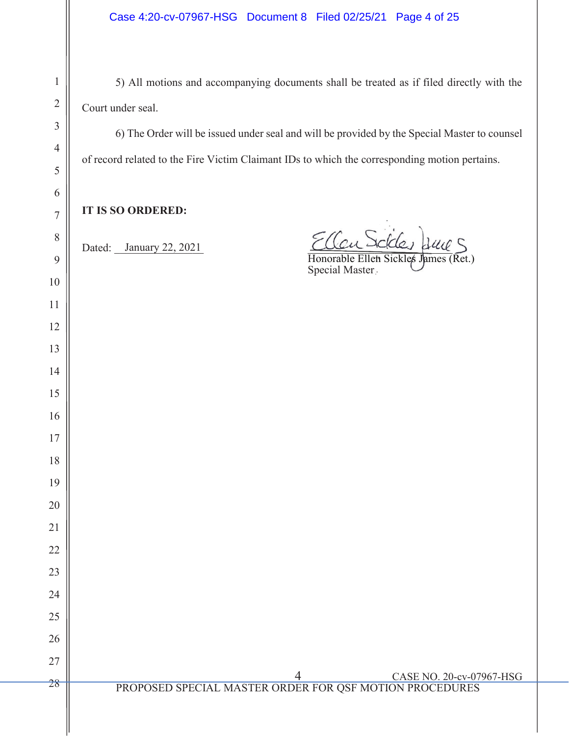5) All motions and accompanying documents shall be treated as if filed directly with the Court under seal.

6) The Order will be issued under seal and will be provided by the Special Master to counsel of record related to the Fire Victim Claimant IDs to which the corresponding motion pertains.

**IT IS SO ORDERED:**

Dated: January 22, 2021

Honorable Ellen Sickles James (Ret.)
Special Master

CASE NO. 20-cv-07967-HSG
PROPOSED SPECIAL MASTER ORDER FOR QSF MOTION PROCEDURES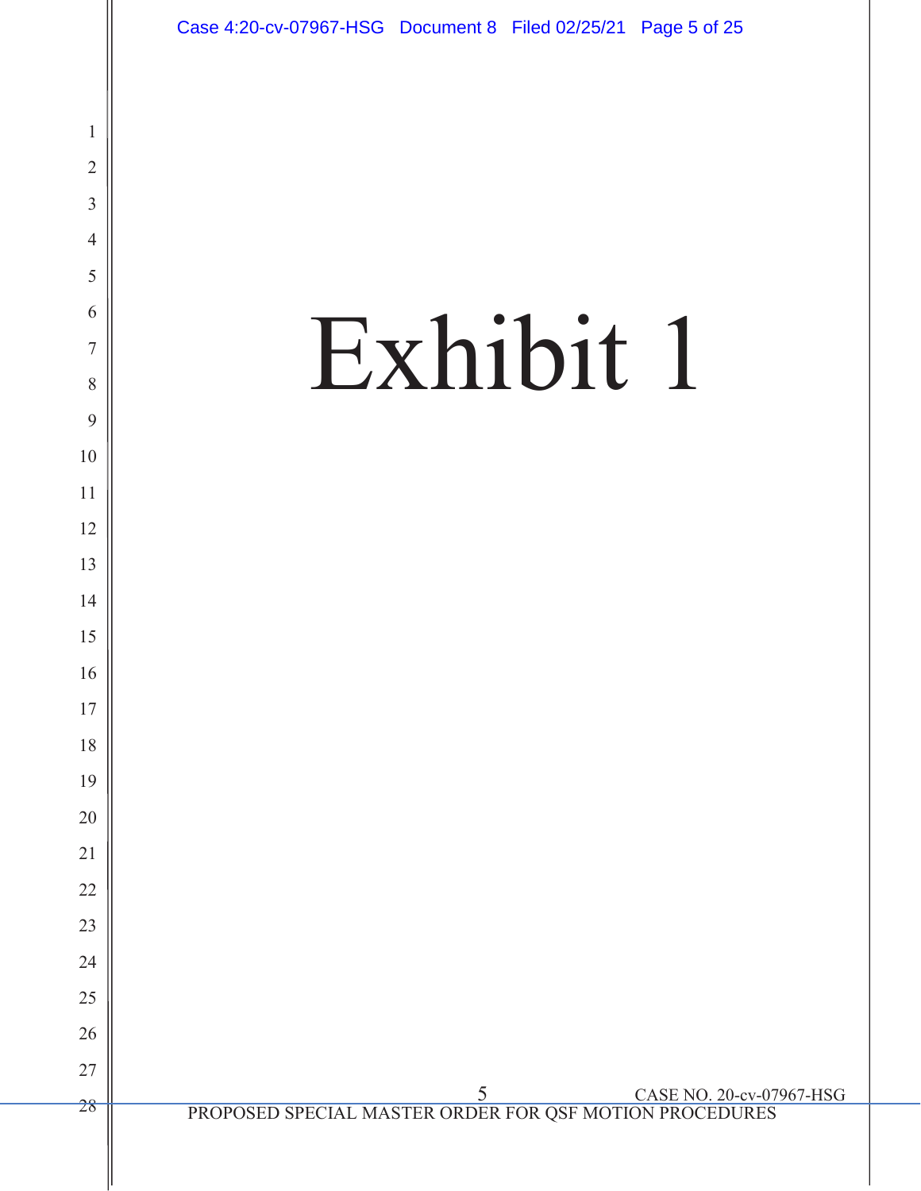# Exhibit 1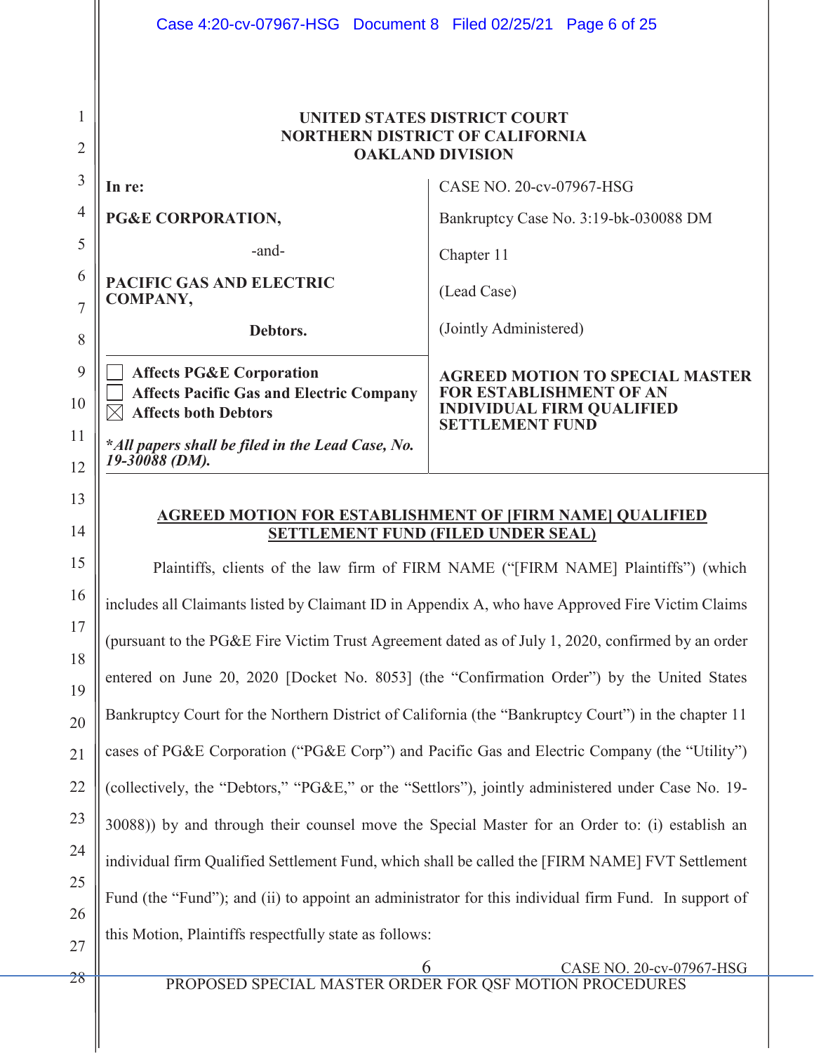**UNITED STATES DISTRICT COURT**
**NORTHERN DISTRICT OF CALIFORNIA**
**OAKLAND DIVISION**

| | |
|---|---|
| **In re:**<br><br>**PG&E CORPORATION,**<br><br>-and-<br><br>**PACIFIC GAS AND ELECTRIC COMPANY,**<br><br>**Debtors.** | CASE NO. 20-cv-07967-HSG<br><br>Bankruptcy Case No. 3:19-bk-030088 DM<br><br>Chapter 11<br><br>(Lead Case)<br><br>(Jointly Administered) |
| ☐ **Affects PG&E Corporation**<br>☐ **Affects Pacific Gas and Electric Company**<br>☒ **Affects both Debtors**<br><br>***All papers shall be filed in the Lead Case, No. 19-30088 (DM).*** | **AGREED MOTION TO SPECIAL MASTER FOR ESTABLISHMENT OF AN INDIVIDUAL FIRM QUALIFIED SETTLEMENT FUND** |

**AGREED MOTION FOR ESTABLISHMENT OF [FIRM NAME] QUALIFIED SETTLEMENT FUND (FILED UNDER SEAL)**

Plaintiffs, clients of the law firm of FIRM NAME ("[FIRM NAME] Plaintiffs") (which includes all Claimants listed by Claimant ID in Appendix A, who have Approved Fire Victim Claims (pursuant to the PG&E Fire Victim Trust Agreement dated as of July 1, 2020, confirmed by an order entered on June 20, 2020 [Docket No. 8053] (the "Confirmation Order") by the United States Bankruptcy Court for the Northern District of California (the "Bankruptcy Court") in the chapter 11 cases of PG&E Corporation ("PG&E Corp") and Pacific Gas and Electric Company (the "Utility") (collectively, the "Debtors," "PG&E," or the "Settlors"), jointly administered under Case No. 19-30088)) by and through their counsel move the Special Master for an Order to: (i) establish an individual firm Qualified Settlement Fund, which shall be called the [FIRM NAME] FVT Settlement Fund (the "Fund"); and (ii) to appoint an administrator for this individual firm Fund. In support of this Motion, Plaintiffs respectfully state as follows:

PROPOSED SPECIAL MASTER ORDER FOR QSF MOTION PROCEDURES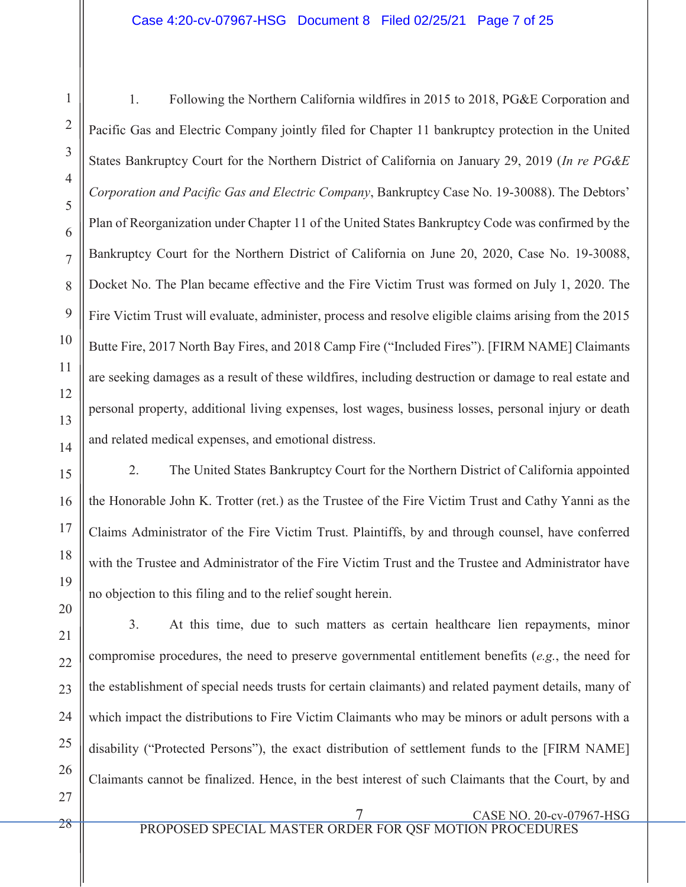1. Following the Northern California wildfires in 2015 to 2018, PG&E Corporation and Pacific Gas and Electric Company jointly filed for Chapter 11 bankruptcy protection in the United States Bankruptcy Court for the Northern District of California on January 29, 2019 (*In re PG&E Corporation and Pacific Gas and Electric Company*, Bankruptcy Case No. 19-30088). The Debtors' Plan of Reorganization under Chapter 11 of the United States Bankruptcy Code was confirmed by the Bankruptcy Court for the Northern District of California on June 20, 2020, Case No. 19-30088, Docket No. The Plan became effective and the Fire Victim Trust was formed on July 1, 2020. The Fire Victim Trust will evaluate, administer, process and resolve eligible claims arising from the 2015 Butte Fire, 2017 North Bay Fires, and 2018 Camp Fire ("Included Fires"). [FIRM NAME] Claimants are seeking damages as a result of these wildfires, including destruction or damage to real estate and personal property, additional living expenses, lost wages, business losses, personal injury or death and related medical expenses, and emotional distress.

2. The United States Bankruptcy Court for the Northern District of California appointed the Honorable John K. Trotter (ret.) as the Trustee of the Fire Victim Trust and Cathy Yanni as the Claims Administrator of the Fire Victim Trust. Plaintiffs, by and through counsel, have conferred with the Trustee and Administrator of the Fire Victim Trust and the Trustee and Administrator have no objection to this filing and to the relief sought herein.

3. At this time, due to such matters as certain healthcare lien repayments, minor compromise procedures, the need to preserve governmental entitlement benefits (*e.g.*, the need for the establishment of special needs trusts for certain claimants) and related payment details, many of which impact the distributions to Fire Victim Claimants who may be minors or adult persons with a disability ("Protected Persons"), the exact distribution of settlement funds to the [FIRM NAME] Claimants cannot be finalized. Hence, in the best interest of such Claimants that the Court, by and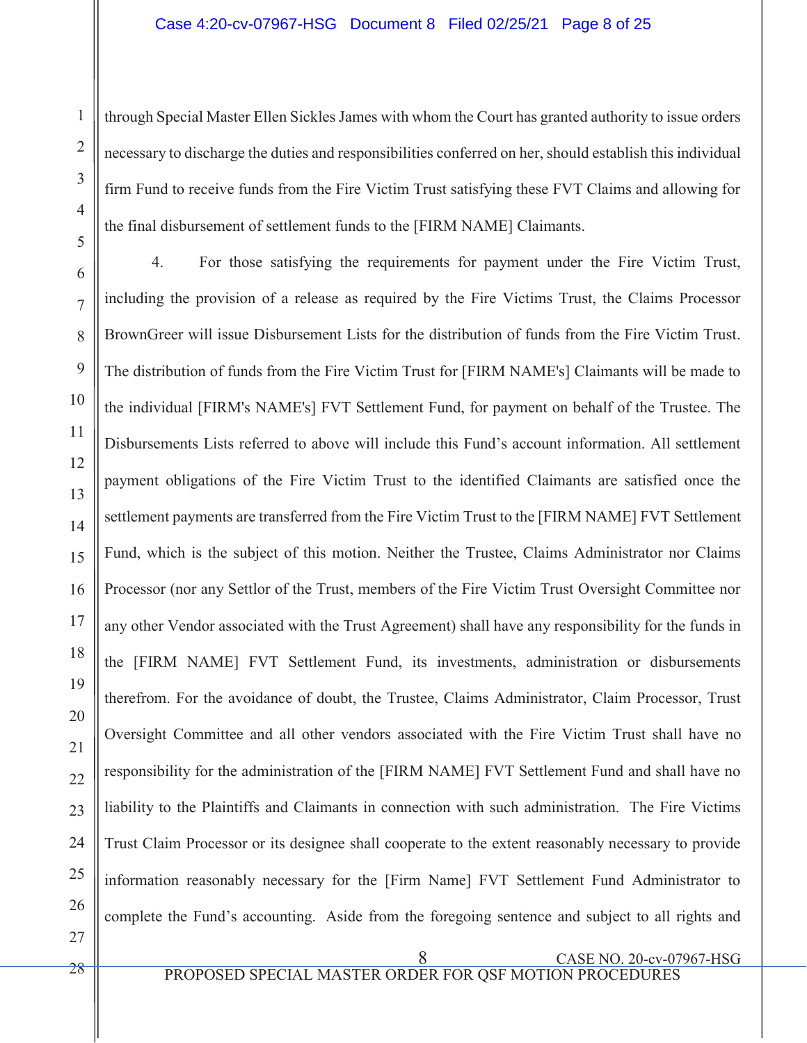through Special Master Ellen Sickles James with whom the Court has granted authority to issue orders necessary to discharge the duties and responsibilities conferred on her, should establish this individual firm Fund to receive funds from the Fire Victim Trust satisfying these FVT Claims and allowing for the final disbursement of settlement funds to the [FIRM NAME] Claimants.

4. For those satisfying the requirements for payment under the Fire Victim Trust, including the provision of a release as required by the Fire Victims Trust, the Claims Processor BrownGreer will issue Disbursement Lists for the distribution of funds from the Fire Victim Trust. The distribution of funds from the Fire Victim Trust for [FIRM NAME's] Claimants will be made to the individual [FIRM's NAME's] FVT Settlement Fund, for payment on behalf of the Trustee. The Disbursements Lists referred to above will include this Fund's account information. All settlement payment obligations of the Fire Victim Trust to the identified Claimants are satisfied once the settlement payments are transferred from the Fire Victim Trust to the [FIRM NAME] FVT Settlement Fund, which is the subject of this motion. Neither the Trustee, Claims Administrator nor Claims Processor (nor any Settlor of the Trust, members of the Fire Victim Trust Oversight Committee nor any other Vendor associated with the Trust Agreement) shall have any responsibility for the funds in the [FIRM NAME] FVT Settlement Fund, its investments, administration or disbursements therefrom. For the avoidance of doubt, the Trustee, Claims Administrator, Claim Processor, Trust Oversight Committee and all other vendors associated with the Fire Victim Trust shall have no responsibility for the administration of the [FIRM NAME] FVT Settlement Fund and shall have no liability to the Plaintiffs and Claimants in connection with such administration. The Fire Victims Trust Claim Processor or its designee shall cooperate to the extent reasonably necessary to provide information reasonably necessary for the [Firm Name] FVT Settlement Fund Administrator to complete the Fund's accounting. Aside from the foregoing sentence and subject to all rights and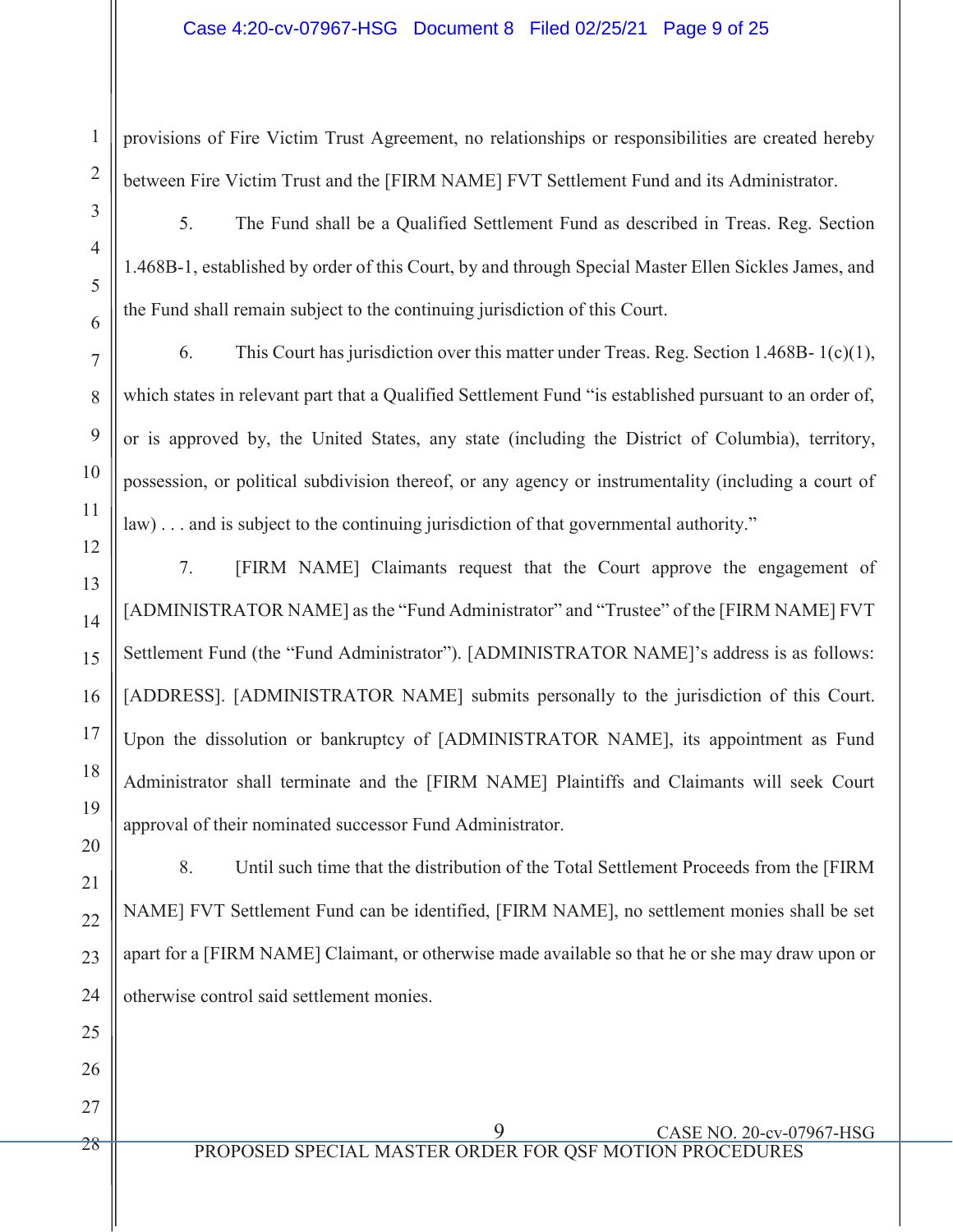provisions of Fire Victim Trust Agreement, no relationships or responsibilities are created hereby between Fire Victim Trust and the [FIRM NAME] FVT Settlement Fund and its Administrator.

5. The Fund shall be a Qualified Settlement Fund as described in Treas. Reg. Section 1.468B-1, established by order of this Court, by and through Special Master Ellen Sickles James, and the Fund shall remain subject to the continuing jurisdiction of this Court.

6. This Court has jurisdiction over this matter under Treas. Reg. Section 1.468B- 1(c)(1), which states in relevant part that a Qualified Settlement Fund "is established pursuant to an order of, or is approved by, the United States, any state (including the District of Columbia), territory, possession, or political subdivision thereof, or any agency or instrumentality (including a court of law) . . . and is subject to the continuing jurisdiction of that governmental authority."

7. [FIRM NAME] Claimants request that the Court approve the engagement of [ADMINISTRATOR NAME] as the "Fund Administrator" and "Trustee" of the [FIRM NAME] FVT Settlement Fund (the "Fund Administrator"). [ADMINISTRATOR NAME]'s address is as follows: [ADDRESS]. [ADMINISTRATOR NAME] submits personally to the jurisdiction of this Court. Upon the dissolution or bankruptcy of [ADMINISTRATOR NAME], its appointment as Fund Administrator shall terminate and the [FIRM NAME] Plaintiffs and Claimants will seek Court approval of their nominated successor Fund Administrator.

8. Until such time that the distribution of the Total Settlement Proceeds from the [FIRM NAME] FVT Settlement Fund can be identified, [FIRM NAME], no settlement monies shall be set apart for a [FIRM NAME] Claimant, or otherwise made available so that he or she may draw upon or otherwise control said settlement monies.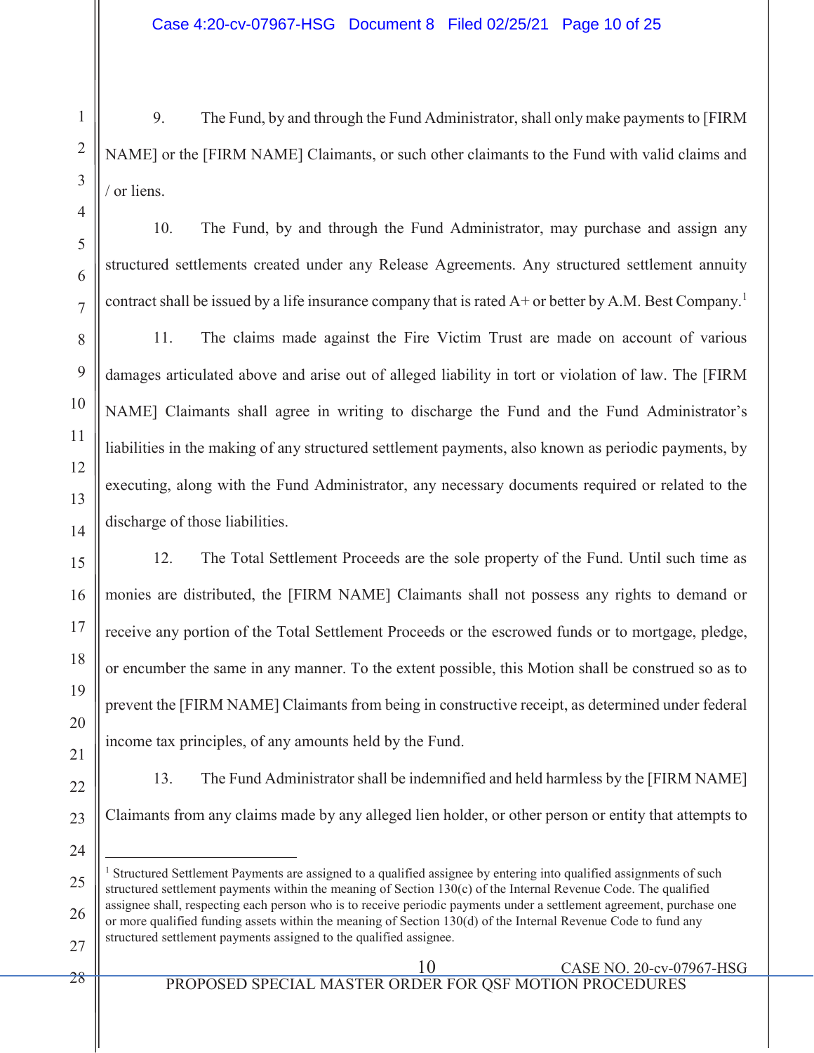9. The Fund, by and through the Fund Administrator, shall only make payments to [FIRM NAME] or the [FIRM NAME] Claimants, or such other claimants to the Fund with valid claims and / or liens.

10. The Fund, by and through the Fund Administrator, may purchase and assign any structured settlements created under any Release Agreements. Any structured settlement annuity contract shall be issued by a life insurance company that is rated A+ or better by A.M. Best Company.[1]

11. The claims made against the Fire Victim Trust are made on account of various damages articulated above and arise out of alleged liability in tort or violation of law. The [FIRM NAME] Claimants shall agree in writing to discharge the Fund and the Fund Administrator's liabilities in the making of any structured settlement payments, also known as periodic payments, by executing, along with the Fund Administrator, any necessary documents required or related to the discharge of those liabilities.

12. The Total Settlement Proceeds are the sole property of the Fund. Until such time as monies are distributed, the [FIRM NAME] Claimants shall not possess any rights to demand or receive any portion of the Total Settlement Proceeds or the escrowed funds or to mortgage, pledge, or encumber the same in any manner. To the extent possible, this Motion shall be construed so as to prevent the [FIRM NAME] Claimants from being in constructive receipt, as determined under federal income tax principles, of any amounts held by the Fund.

13. The Fund Administrator shall be indemnified and held harmless by the [FIRM NAME] Claimants from any claims made by any alleged lien holder, or other person or entity that attempts to

---

[1] Structured Settlement Payments are assigned to a qualified assignee by entering into qualified assignments of such structured settlement payments within the meaning of Section 130(c) of the Internal Revenue Code. The qualified assignee shall, respecting each person who is to receive periodic payments under a settlement agreement, purchase one or more qualified funding assets within the meaning of Section 130(d) of the Internal Revenue Code to fund any structured settlement payments assigned to the qualified assignee.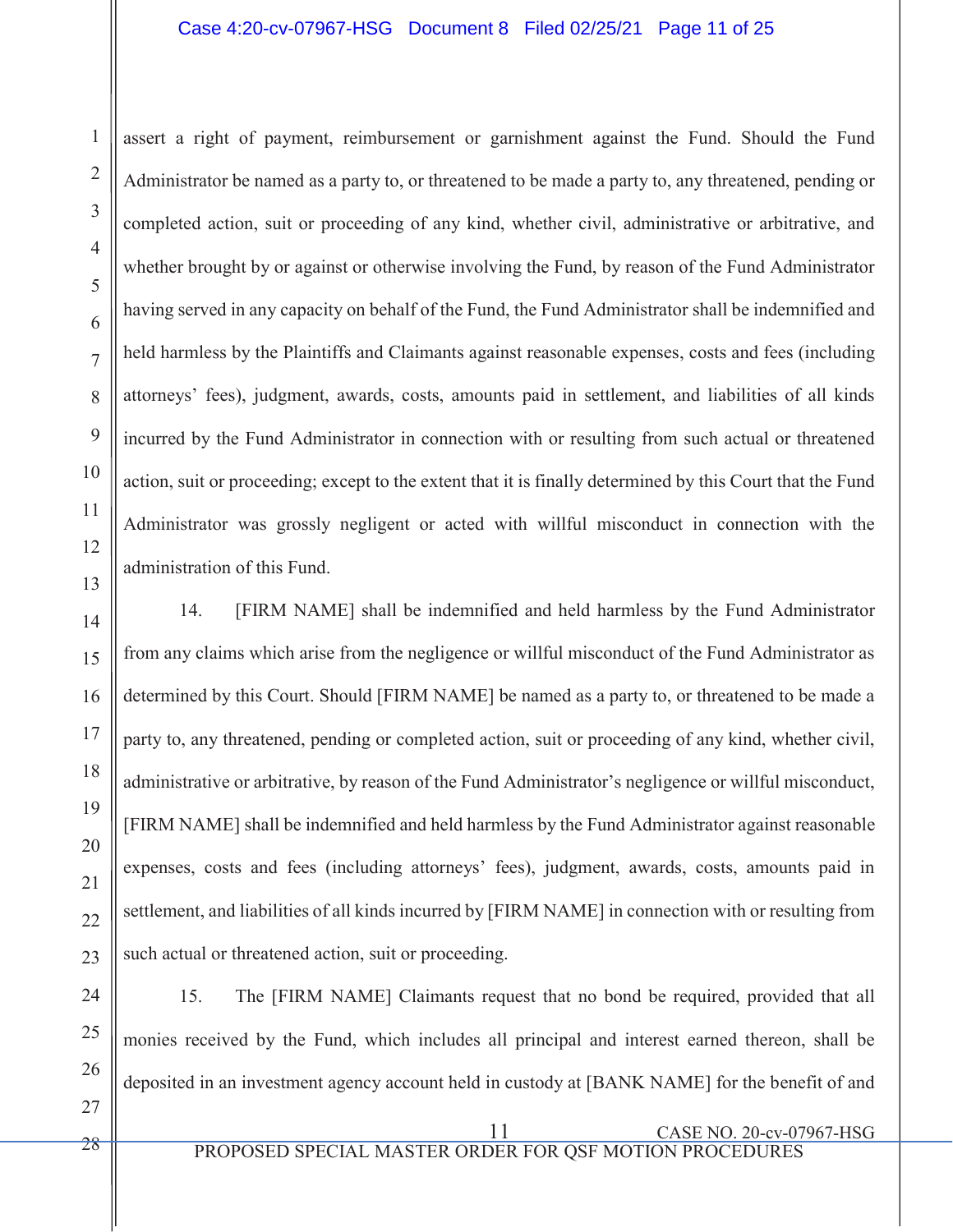assert a right of payment, reimbursement or garnishment against the Fund. Should the Fund Administrator be named as a party to, or threatened to be made a party to, any threatened, pending or completed action, suit or proceeding of any kind, whether civil, administrative or arbitrative, and whether brought by or against or otherwise involving the Fund, by reason of the Fund Administrator having served in any capacity on behalf of the Fund, the Fund Administrator shall be indemnified and held harmless by the Plaintiffs and Claimants against reasonable expenses, costs and fees (including attorneys' fees), judgment, awards, costs, amounts paid in settlement, and liabilities of all kinds incurred by the Fund Administrator in connection with or resulting from such actual or threatened action, suit or proceeding; except to the extent that it is finally determined by this Court that the Fund Administrator was grossly negligent or acted with willful misconduct in connection with the administration of this Fund.

14. [FIRM NAME] shall be indemnified and held harmless by the Fund Administrator from any claims which arise from the negligence or willful misconduct of the Fund Administrator as determined by this Court. Should [FIRM NAME] be named as a party to, or threatened to be made a party to, any threatened, pending or completed action, suit or proceeding of any kind, whether civil, administrative or arbitrative, by reason of the Fund Administrator's negligence or willful misconduct, [FIRM NAME] shall be indemnified and held harmless by the Fund Administrator against reasonable expenses, costs and fees (including attorneys' fees), judgment, awards, costs, amounts paid in settlement, and liabilities of all kinds incurred by [FIRM NAME] in connection with or resulting from such actual or threatened action, suit or proceeding.

15. The [FIRM NAME] Claimants request that no bond be required, provided that all monies received by the Fund, which includes all principal and interest earned thereon, shall be deposited in an investment agency account held in custody at [BANK NAME] for the benefit of and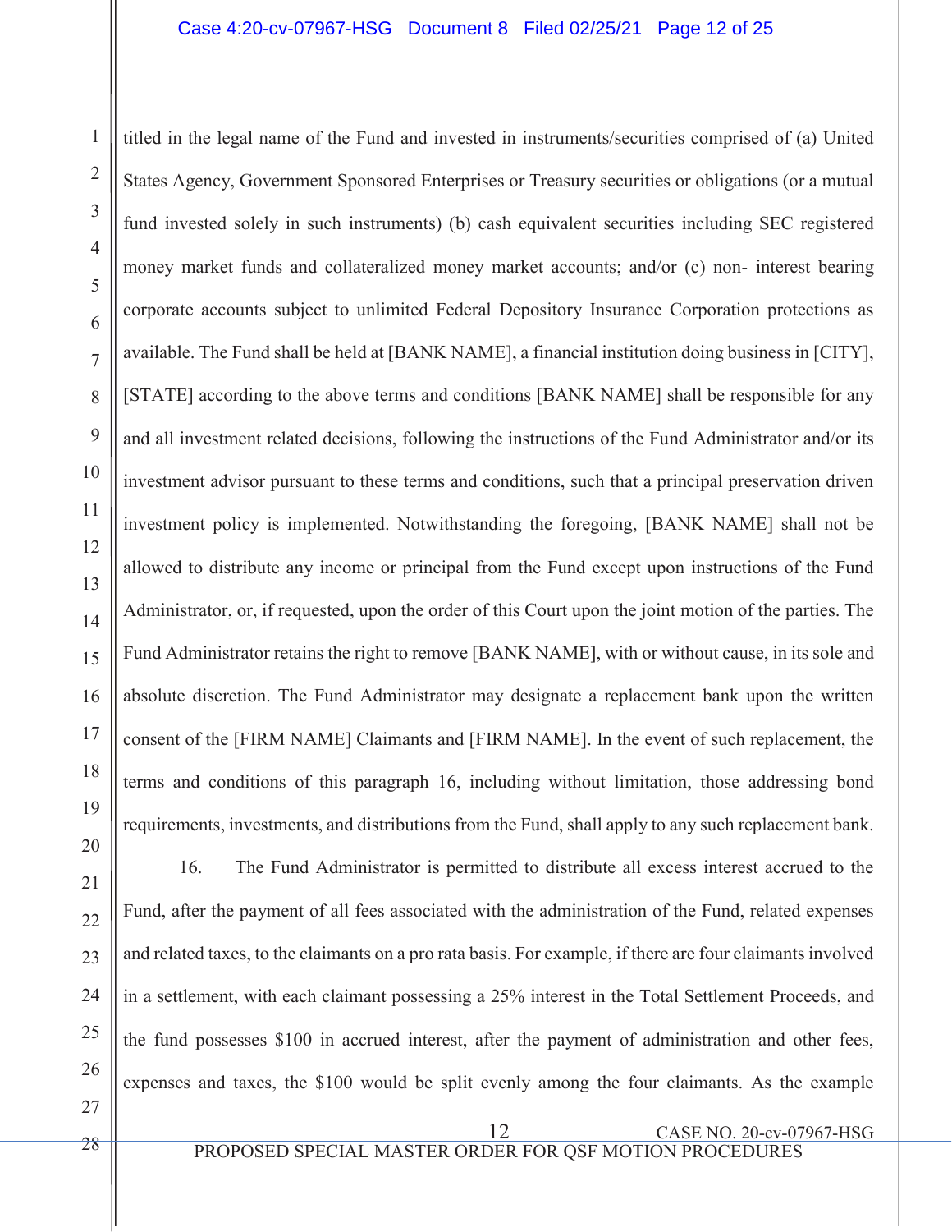titled in the legal name of the Fund and invested in instruments/securities comprised of (a) United States Agency, Government Sponsored Enterprises or Treasury securities or obligations (or a mutual fund invested solely in such instruments) (b) cash equivalent securities including SEC registered money market funds and collateralized money market accounts; and/or (c) non- interest bearing corporate accounts subject to unlimited Federal Depository Insurance Corporation protections as available. The Fund shall be held at [BANK NAME], a financial institution doing business in [CITY], [STATE] according to the above terms and conditions [BANK NAME] shall be responsible for any and all investment related decisions, following the instructions of the Fund Administrator and/or its investment advisor pursuant to these terms and conditions, such that a principal preservation driven investment policy is implemented. Notwithstanding the foregoing, [BANK NAME] shall not be allowed to distribute any income or principal from the Fund except upon instructions of the Fund Administrator, or, if requested, upon the order of this Court upon the joint motion of the parties. The Fund Administrator retains the right to remove [BANK NAME], with or without cause, in its sole and absolute discretion. The Fund Administrator may designate a replacement bank upon the written consent of the [FIRM NAME] Claimants and [FIRM NAME]. In the event of such replacement, the terms and conditions of this paragraph 16, including without limitation, those addressing bond requirements, investments, and distributions from the Fund, shall apply to any such replacement bank.

16. The Fund Administrator is permitted to distribute all excess interest accrued to the Fund, after the payment of all fees associated with the administration of the Fund, related expenses and related taxes, to the claimants on a pro rata basis. For example, if there are four claimants involved in a settlement, with each claimant possessing a 25% interest in the Total Settlement Proceeds, and the fund possesses $100 in accrued interest, after the payment of administration and other fees, expenses and taxes, the $100 would be split evenly among the four claimants. As the example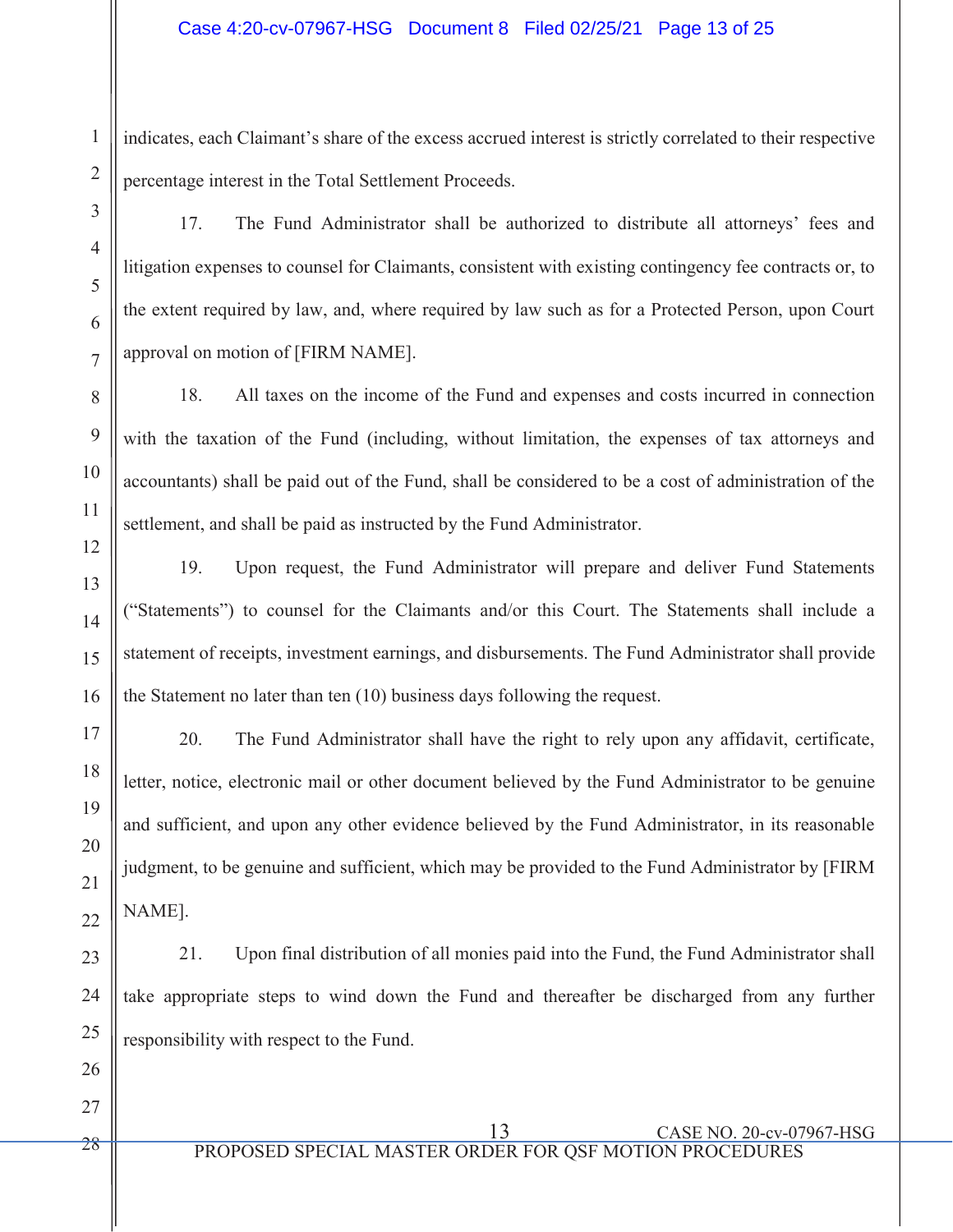indicates, each Claimant's share of the excess accrued interest is strictly correlated to their respective percentage interest in the Total Settlement Proceeds.

17. The Fund Administrator shall be authorized to distribute all attorneys' fees and litigation expenses to counsel for Claimants, consistent with existing contingency fee contracts or, to the extent required by law, and, where required by law such as for a Protected Person, upon Court approval on motion of [FIRM NAME].

18. All taxes on the income of the Fund and expenses and costs incurred in connection with the taxation of the Fund (including, without limitation, the expenses of tax attorneys and accountants) shall be paid out of the Fund, shall be considered to be a cost of administration of the settlement, and shall be paid as instructed by the Fund Administrator.

19. Upon request, the Fund Administrator will prepare and deliver Fund Statements ("Statements") to counsel for the Claimants and/or this Court. The Statements shall include a statement of receipts, investment earnings, and disbursements. The Fund Administrator shall provide the Statement no later than ten (10) business days following the request.

20. The Fund Administrator shall have the right to rely upon any affidavit, certificate, letter, notice, electronic mail or other document believed by the Fund Administrator to be genuine and sufficient, and upon any other evidence believed by the Fund Administrator, in its reasonable judgment, to be genuine and sufficient, which may be provided to the Fund Administrator by [FIRM NAME].

21. Upon final distribution of all monies paid into the Fund, the Fund Administrator shall take appropriate steps to wind down the Fund and thereafter be discharged from any further responsibility with respect to the Fund.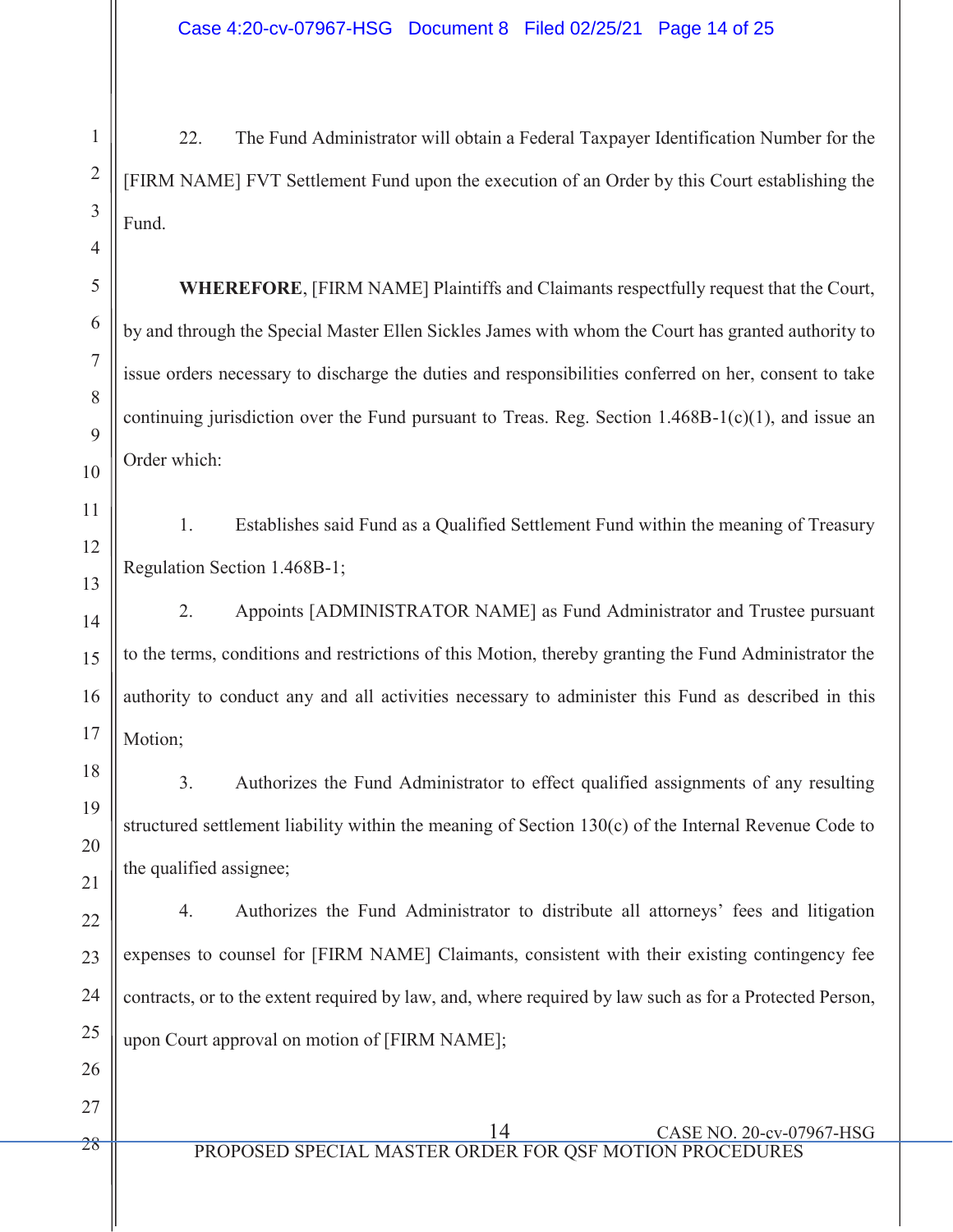22. The Fund Administrator will obtain a Federal Taxpayer Identification Number for the [FIRM NAME] FVT Settlement Fund upon the execution of an Order by this Court establishing the Fund.

**WHEREFORE**, [FIRM NAME] Plaintiffs and Claimants respectfully request that the Court, by and through the Special Master Ellen Sickles James with whom the Court has granted authority to issue orders necessary to discharge the duties and responsibilities conferred on her, consent to take continuing jurisdiction over the Fund pursuant to Treas. Reg. Section 1.468B-1(c)(1), and issue an Order which:

1. Establishes said Fund as a Qualified Settlement Fund within the meaning of Treasury Regulation Section 1.468B-1;

2. Appoints [ADMINISTRATOR NAME] as Fund Administrator and Trustee pursuant to the terms, conditions and restrictions of this Motion, thereby granting the Fund Administrator the authority to conduct any and all activities necessary to administer this Fund as described in this Motion;

3. Authorizes the Fund Administrator to effect qualified assignments of any resulting structured settlement liability within the meaning of Section 130(c) of the Internal Revenue Code to the qualified assignee;

4. Authorizes the Fund Administrator to distribute all attorneys' fees and litigation expenses to counsel for [FIRM NAME] Claimants, consistent with their existing contingency fee contracts, or to the extent required by law, and, where required by law such as for a Protected Person, upon Court approval on motion of [FIRM NAME];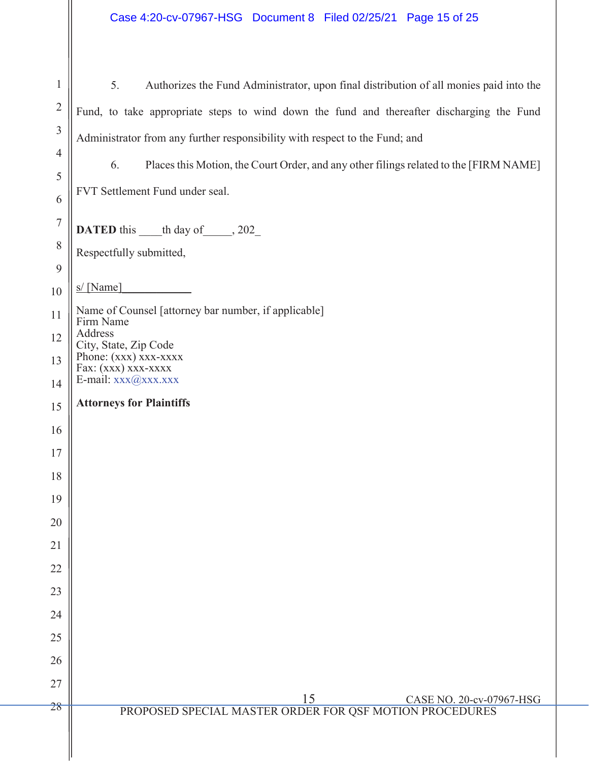5. Authorizes the Fund Administrator, upon final distribution of all monies paid into the Fund, to take appropriate steps to wind down the fund and thereafter discharging the Fund Administrator from any further responsibility with respect to the Fund; and

6. Places this Motion, the Court Order, and any other filings related to the [FIRM NAME] FVT Settlement Fund under seal.

**DATED** this ____th day of_____, 202_

Respectfully submitted,

s/ [Name]____________

Name of Counsel [attorney bar number, if applicable]
Firm Name
Address
City, State, Zip Code
Phone: (xxx) xxx-xxxx
Fax: (xxx) xxx-xxxx
E-mail: xxx@xxx.xxx

**Attorneys for Plaintiffs**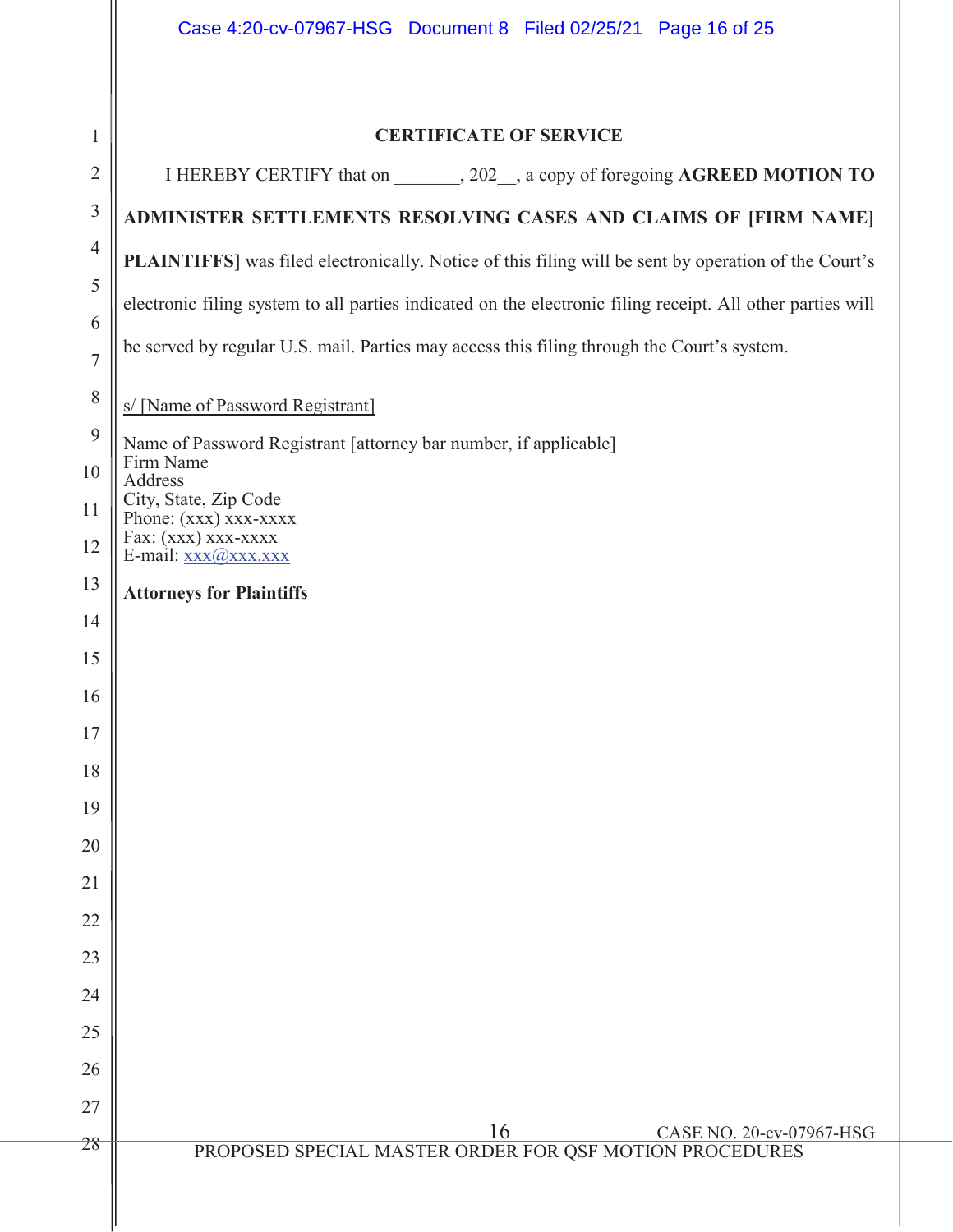## CERTIFICATE OF SERVICE

I HEREBY CERTIFY that on _______, 202__, a copy of foregoing **AGREED MOTION TO ADMINISTER SETTLEMENTS RESOLVING CASES AND CLAIMS OF [FIRM NAME] PLAINTIFFS**] was filed electronically. Notice of this filing will be sent by operation of the Court's electronic filing system to all parties indicated on the electronic filing receipt. All other parties will be served by regular U.S. mail. Parties may access this filing through the Court's system.

s/ [Name of Password Registrant]

Name of Password Registrant [attorney bar number, if applicable]
Firm Name
Address
City, State, Zip Code
Phone: (xxx) xxx-xxxx
Fax: (xxx) xxx-xxxx
E-mail: xxx@xxx.xxx

**Attorneys for Plaintiffs**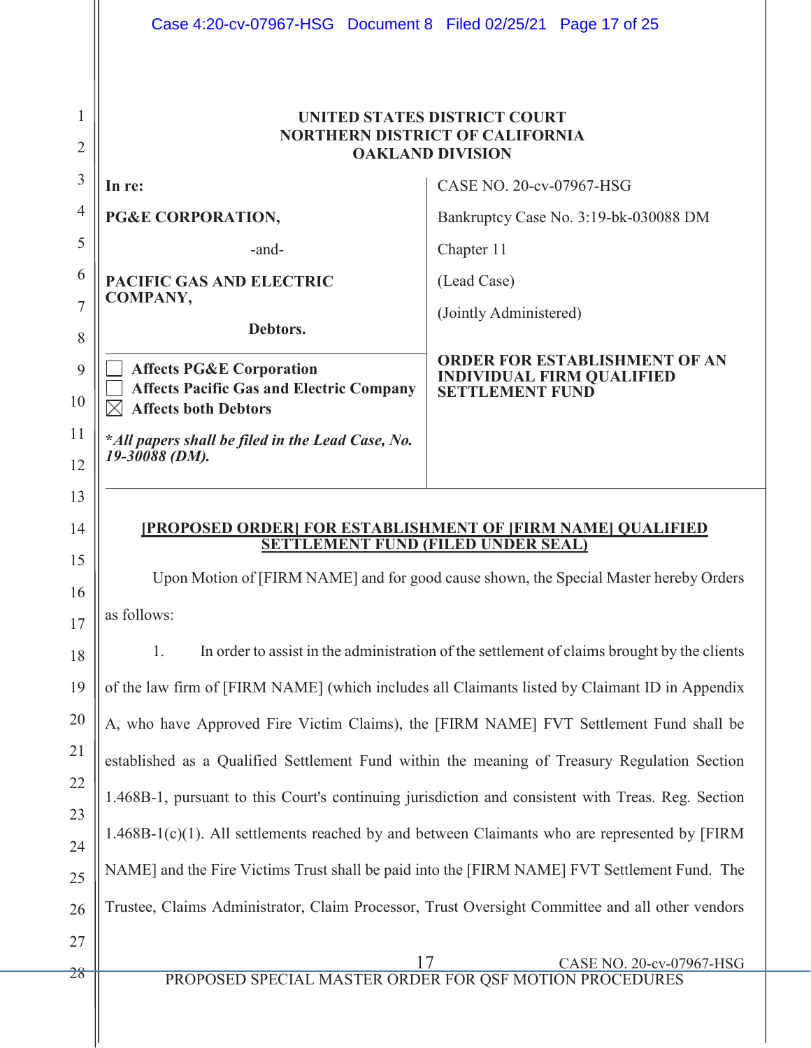**UNITED STATES DISTRICT COURT**
**NORTHERN DISTRICT OF CALIFORNIA**
**OAKLAND DIVISION**

| | |
|---|---|
| **In re:**<br><br>**PG&E CORPORATION,**<br><br>-and-<br><br>**PACIFIC GAS AND ELECTRIC COMPANY,**<br><br>**Debtors.** | CASE NO. 20-cv-07967-HSG<br><br>Bankruptcy Case No. 3:19-bk-030088 DM<br><br>Chapter 11<br><br>(Lead Case)<br><br>(Jointly Administered) |
| ☐ **Affects PG&E Corporation**<br>☐ **Affects Pacific Gas and Electric Company**<br>☒ **Affects both Debtors**<br><br>***All papers shall be filed in the Lead Case, No. 19-30088 (DM).** | **ORDER FOR ESTABLISHMENT OF AN INDIVIDUAL FIRM QUALIFIED SETTLEMENT FUND** |

**[PROPOSED ORDER] FOR ESTABLISHMENT OF [FIRM NAME] QUALIFIED SETTLEMENT FUND (FILED UNDER SEAL)**

Upon Motion of [FIRM NAME] and for good cause shown, the Special Master hereby Orders as follows:

1. In order to assist in the administration of the settlement of claims brought by the clients of the law firm of [FIRM NAME] (which includes all Claimants listed by Claimant ID in Appendix A, who have Approved Fire Victim Claims), the [FIRM NAME] FVT Settlement Fund shall be established as a Qualified Settlement Fund within the meaning of Treasury Regulation Section 1.468B-1, pursuant to this Court's continuing jurisdiction and consistent with Treas. Reg. Section 1.468B-1(c)(1). All settlements reached by and between Claimants who are represented by [FIRM NAME] and the Fire Victims Trust shall be paid into the [FIRM NAME] FVT Settlement Fund. The Trustee, Claims Administrator, Claim Processor, Trust Oversight Committee and all other vendors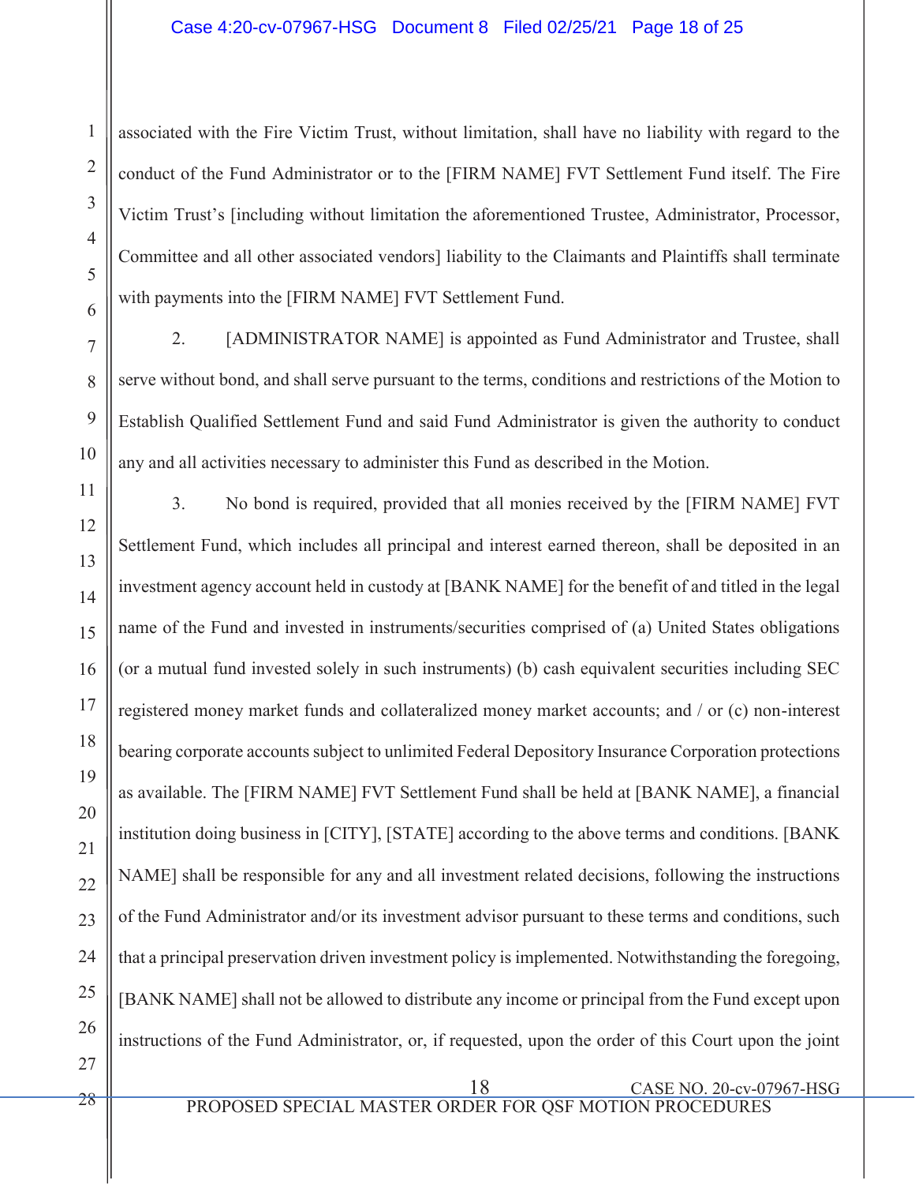associated with the Fire Victim Trust, without limitation, shall have no liability with regard to the conduct of the Fund Administrator or to the [FIRM NAME] FVT Settlement Fund itself. The Fire Victim Trust's [including without limitation the aforementioned Trustee, Administrator, Processor, Committee and all other associated vendors] liability to the Claimants and Plaintiffs shall terminate with payments into the [FIRM NAME] FVT Settlement Fund.

2. [ADMINISTRATOR NAME] is appointed as Fund Administrator and Trustee, shall serve without bond, and shall serve pursuant to the terms, conditions and restrictions of the Motion to Establish Qualified Settlement Fund and said Fund Administrator is given the authority to conduct any and all activities necessary to administer this Fund as described in the Motion.

3. No bond is required, provided that all monies received by the [FIRM NAME] FVT Settlement Fund, which includes all principal and interest earned thereon, shall be deposited in an investment agency account held in custody at [BANK NAME] for the benefit of and titled in the legal name of the Fund and invested in instruments/securities comprised of (a) United States obligations (or a mutual fund invested solely in such instruments) (b) cash equivalent securities including SEC registered money market funds and collateralized money market accounts; and / or (c) non-interest bearing corporate accounts subject to unlimited Federal Depository Insurance Corporation protections as available. The [FIRM NAME] FVT Settlement Fund shall be held at [BANK NAME], a financial institution doing business in [CITY], [STATE] according to the above terms and conditions. [BANK NAME] shall be responsible for any and all investment related decisions, following the instructions of the Fund Administrator and/or its investment advisor pursuant to these terms and conditions, such that a principal preservation driven investment policy is implemented. Notwithstanding the foregoing, [BANK NAME] shall not be allowed to distribute any income or principal from the Fund except upon instructions of the Fund Administrator, or, if requested, upon the order of this Court upon the joint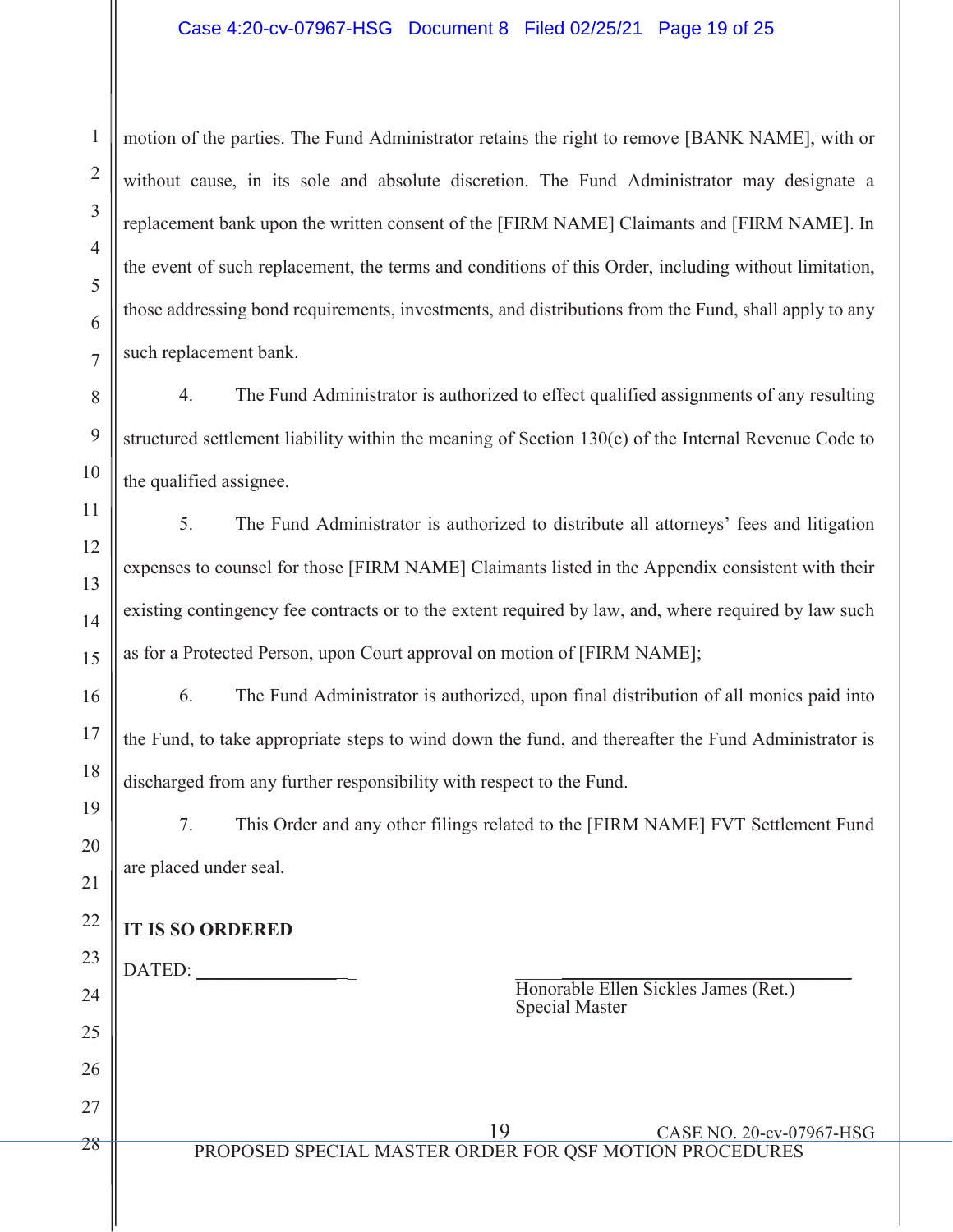motion of the parties. The Fund Administrator retains the right to remove [BANK NAME], with or without cause, in its sole and absolute discretion. The Fund Administrator may designate a replacement bank upon the written consent of the [FIRM NAME] Claimants and [FIRM NAME]. In the event of such replacement, the terms and conditions of this Order, including without limitation, those addressing bond requirements, investments, and distributions from the Fund, shall apply to any such replacement bank.

4. The Fund Administrator is authorized to effect qualified assignments of any resulting structured settlement liability within the meaning of Section 130(c) of the Internal Revenue Code to the qualified assignee.

5. The Fund Administrator is authorized to distribute all attorneys' fees and litigation expenses to counsel for those [FIRM NAME] Claimants listed in the Appendix consistent with their existing contingency fee contracts or to the extent required by law, and, where required by law such as for a Protected Person, upon Court approval on motion of [FIRM NAME];

6. The Fund Administrator is authorized, upon final distribution of all monies paid into the Fund, to take appropriate steps to wind down the fund, and thereafter the Fund Administrator is discharged from any further responsibility with respect to the Fund.

7. This Order and any other filings related to the [FIRM NAME] FVT Settlement Fund are placed under seal.

**IT IS SO ORDERED**

DATED: ________________

_______________________________
Honorable Ellen Sickles James (Ret.)
Special Master

CASE NO. 20-cv-07967-HSG

PROPOSED SPECIAL MASTER ORDER FOR QSF MOTION PROCEDURES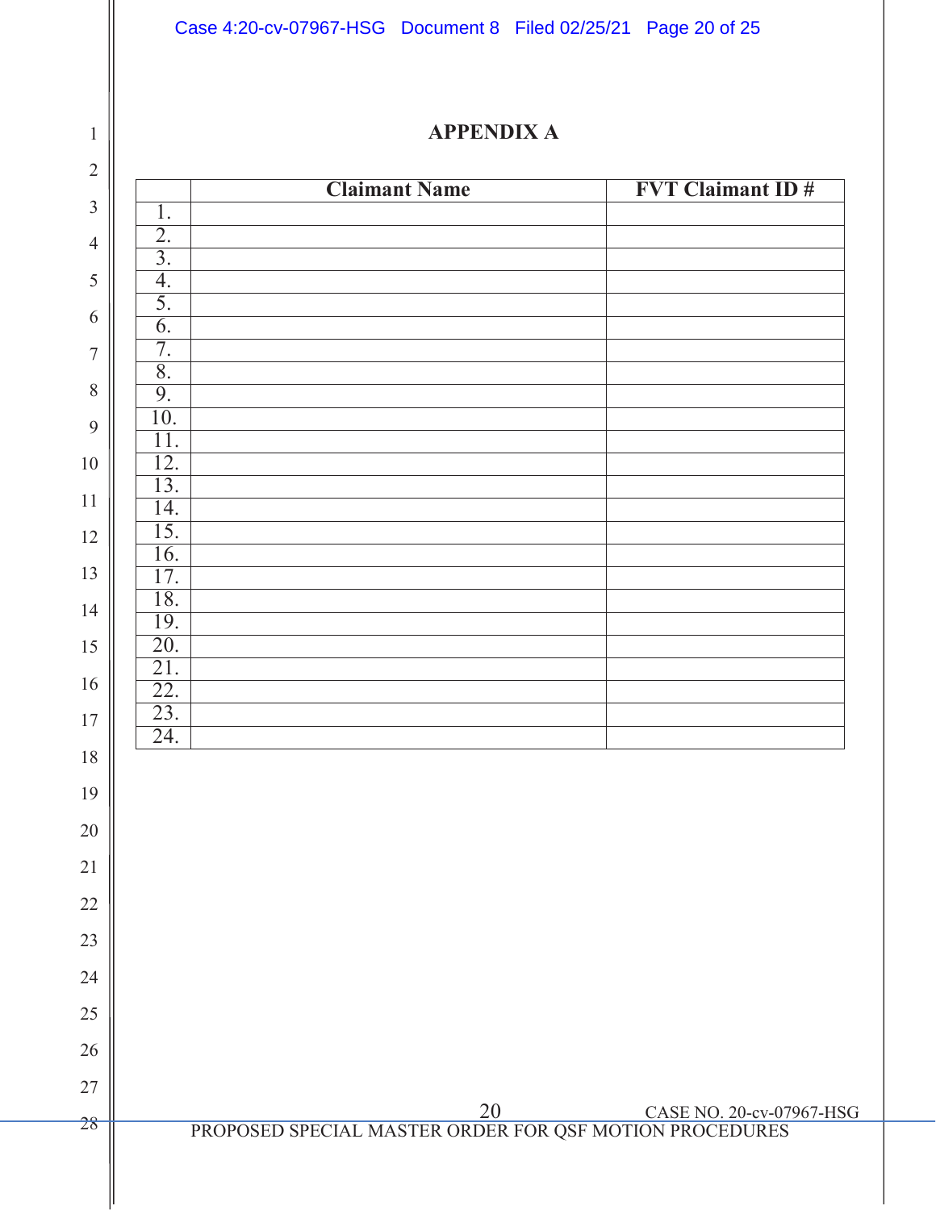# APPENDIX A

| | Claimant Name | FVT Claimant ID # |
|---|---|---|
| 1. | | |
| 2. | | |
| 3. | | |
| 4. | | |
| 5. | | |
| 6. | | |
| 7. | | |
| 8. | | |
| 9. | | |
| 10. | | |
| 11. | | |
| 12. | | |
| 13. | | |
| 14. | | |
| 15. | | |
| 16. | | |
| 17. | | |
| 18. | | |
| 19. | | |
| 20. | | |
| 21. | | |
| 22. | | |
| 23. | | |
| 24. | | |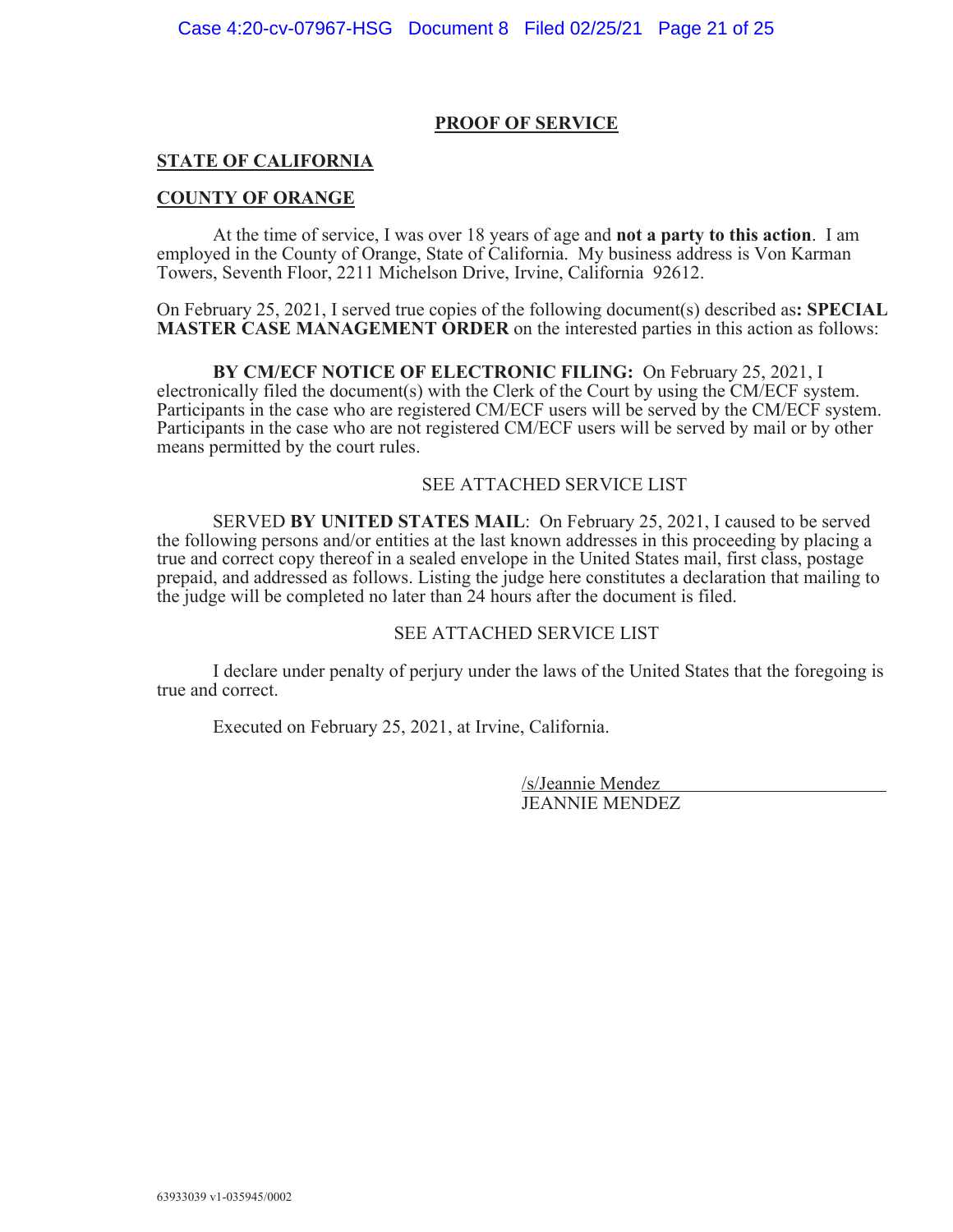## PROOF OF SERVICE

**STATE OF CALIFORNIA**

**COUNTY OF ORANGE**

At the time of service, I was over 18 years of age and **not a party to this action**. I am employed in the County of Orange, State of California. My business address is Von Karman Towers, Seventh Floor, 2211 Michelson Drive, Irvine, California 92612.

On February 25, 2021, I served true copies of the following document(s) described as**: SPECIAL MASTER CASE MANAGEMENT ORDER** on the interested parties in this action as follows:

**BY CM/ECF NOTICE OF ELECTRONIC FILING:** On February 25, 2021, I electronically filed the document(s) with the Clerk of the Court by using the CM/ECF system. Participants in the case who are registered CM/ECF users will be served by the CM/ECF system. Participants in the case who are not registered CM/ECF users will be served by mail or by other means permitted by the court rules.

SEE ATTACHED SERVICE LIST

SERVED **BY UNITED STATES MAIL**: On February 25, 2021, I caused to be served the following persons and/or entities at the last known addresses in this proceeding by placing a true and correct copy thereof in a sealed envelope in the United States mail, first class, postage prepaid, and addressed as follows. Listing the judge here constitutes a declaration that mailing to the judge will be completed no later than 24 hours after the document is filed.

SEE ATTACHED SERVICE LIST

I declare under penalty of perjury under the laws of the United States that the foregoing is true and correct.

Executed on February 25, 2021, at Irvine, California.

/s/Jeannie Mendez
JEANNIE MENDEZ

63933039 v1-035945/0002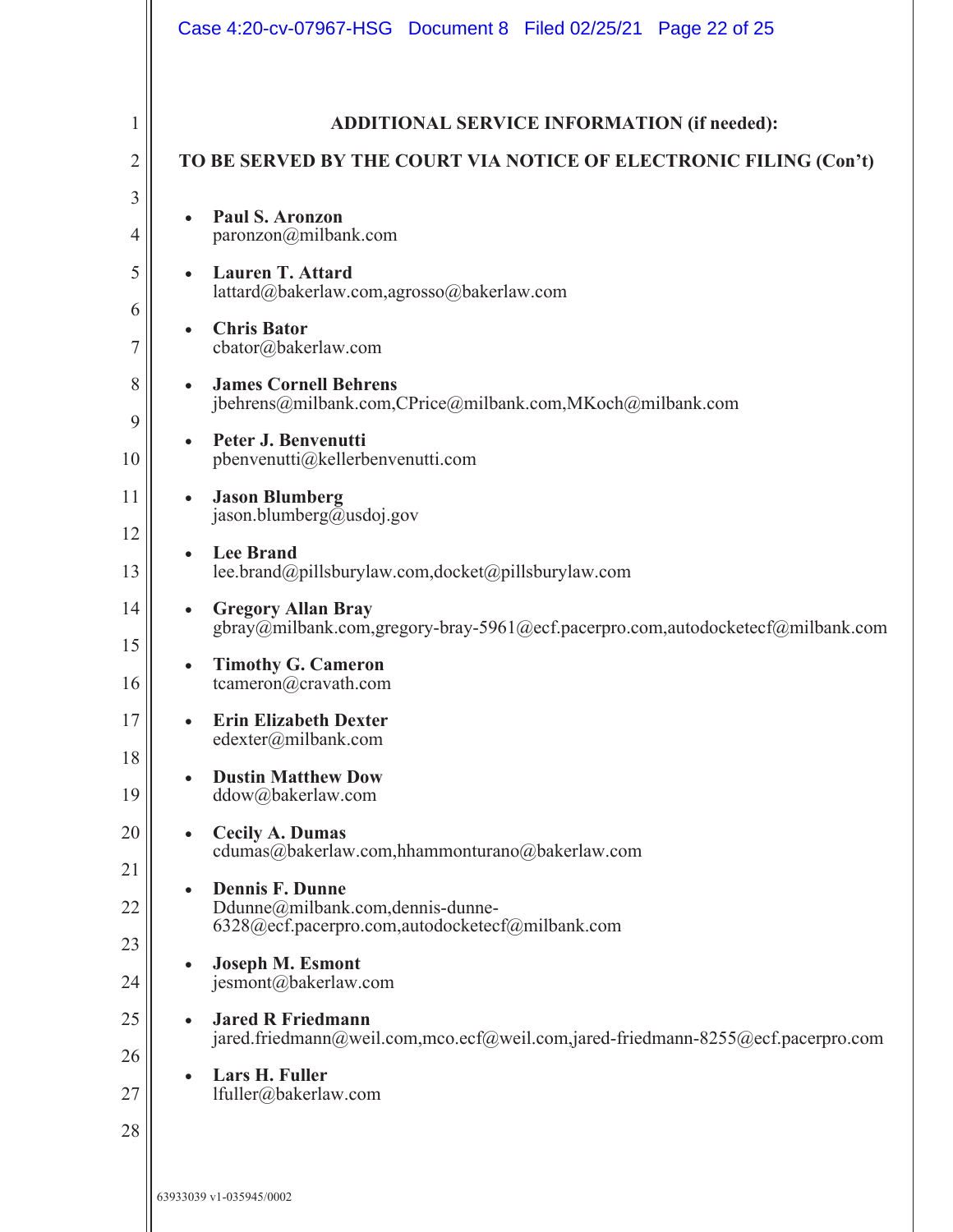**ADDITIONAL SERVICE INFORMATION (if needed):**

**TO BE SERVED BY THE COURT VIA NOTICE OF ELECTRONIC FILING (Con't)**

- **Paul S. Aronzon**
  paronzon@milbank.com
- **Lauren T. Attard**
  lattard@bakerlaw.com,agrosso@bakerlaw.com
- **Chris Bator**
  cbator@bakerlaw.com
- **James Cornell Behrens**
  jbehrens@milbank.com,CPrice@milbank.com,MKoch@milbank.com
- **Peter J. Benvenutti**
  pbenvenutti@kellerbenvenutti.com
- **Jason Blumberg**
  jason.blumberg@usdoj.gov
- **Lee Brand**
  lee.brand@pillsburylaw.com,docket@pillsburylaw.com
- **Gregory Allan Bray**
  gbray@milbank.com,gregory-bray-5961@ecf.pacerpro.com,autodocketecf@milbank.com
- **Timothy G. Cameron**
  tcameron@cravath.com
- **Erin Elizabeth Dexter**
  edexter@milbank.com
- **Dustin Matthew Dow**
  ddow@bakerlaw.com
- **Cecily A. Dumas**
  cdumas@bakerlaw.com,hhammonturano@bakerlaw.com
- **Dennis F. Dunne**
  Ddunne@milbank.com,dennis-dunne-6328@ecf.pacerpro.com,autodocketecf@milbank.com
- **Joseph M. Esmont**
  jesmont@bakerlaw.com
- **Jared R Friedmann**
  jared.friedmann@weil.com,mco.ecf@weil.com,jared-friedmann-8255@ecf.pacerpro.com
- **Lars H. Fuller**
  lfuller@bakerlaw.com

63933039 v1-035945/0002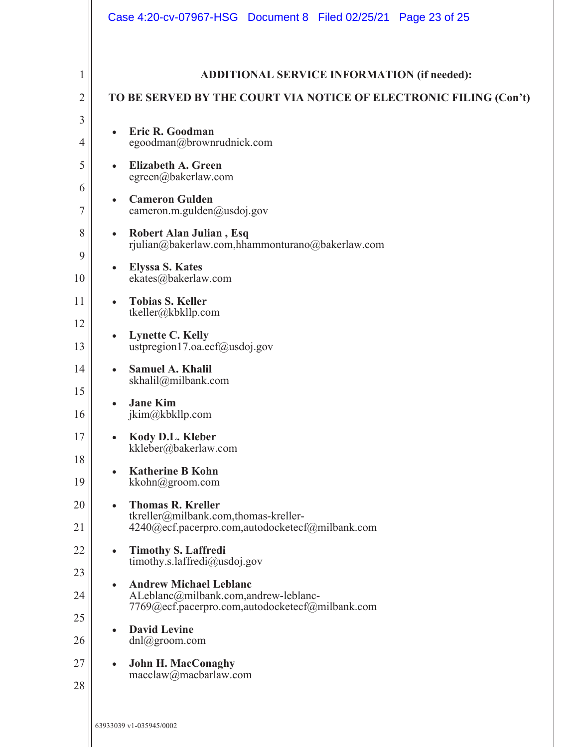**ADDITIONAL SERVICE INFORMATION (if needed):**

**TO BE SERVED BY THE COURT VIA NOTICE OF ELECTRONIC FILING (Con't)**

- **Eric R. Goodman**
  egoodman@brownrudnick.com
- **Elizabeth A. Green**
  egreen@bakerlaw.com
- **Cameron Gulden**
  cameron.m.gulden@usdoj.gov
- **Robert Alan Julian , Esq**
  rjulian@bakerlaw.com,hhammonturano@bakerlaw.com
- **Elyssa S. Kates**
  ekates@bakerlaw.com
- **Tobias S. Keller**
  tkeller@kbkllp.com
- **Lynette C. Kelly**
  ustpregion17.oa.ecf@usdoj.gov
- **Samuel A. Khalil**
  skhalil@milbank.com
- **Jane Kim**
  jkim@kbkllp.com
- **Kody D.L. Kleber**
  kkleber@bakerlaw.com
- **Katherine B Kohn**
  kkohn@groom.com
- **Thomas R. Kreller**
  tkreller@milbank.com,thomas-kreller-4240@ecf.pacerpro.com,autodocketecf@milbank.com
- **Timothy S. Laffredi**
  timothy.s.laffredi@usdoj.gov
- **Andrew Michael Leblanc**
  ALeblanc@milbank.com,andrew-leblanc-7769@ecf.pacerpro.com,autodocketecf@milbank.com
- **David Levine**
  dnl@groom.com
- **John H. MacConaghy**
  macclaw@macbarlaw.com

63933039 v1-035945/0002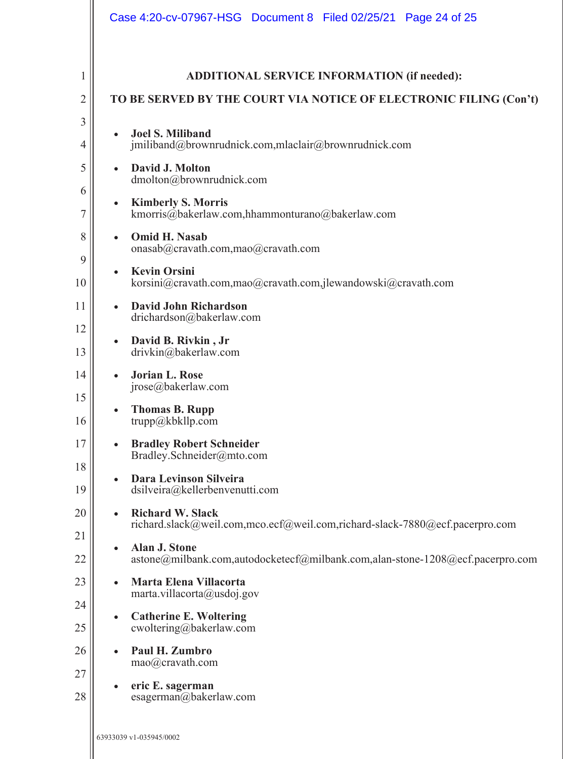**ADDITIONAL SERVICE INFORMATION (if needed):**

**TO BE SERVED BY THE COURT VIA NOTICE OF ELECTRONIC FILING (Con't)**

- **Joel S. Miliband**
  jmiliband@brownrudnick.com,mlaclair@brownrudnick.com
- **David J. Molton**
  dmolton@brownrudnick.com
- **Kimberly S. Morris**
  kmorris@bakerlaw.com,hhammonturano@bakerlaw.com
- **Omid H. Nasab**
  onasab@cravath.com,mao@cravath.com
- **Kevin Orsini**
  korsini@cravath.com,mao@cravath.com,jlewandowski@cravath.com
- **David John Richardson**
  drichardson@bakerlaw.com
- **David B. Rivkin , Jr**
  drivkin@bakerlaw.com
- **Jorian L. Rose**
  jrose@bakerlaw.com
- **Thomas B. Rupp**
  trupp@kbkllp.com
- **Bradley Robert Schneider**
  Bradley.Schneider@mto.com
- **Dara Levinson Silveira**
  dsilveira@kellerbenvenutti.com
- **Richard W. Slack**
  richard.slack@weil.com,mco.ecf@weil.com,richard-slack-7880@ecf.pacerpro.com
- **Alan J. Stone**
  astone@milbank.com,autodocketecf@milbank.com,alan-stone-1208@ecf.pacerpro.com
- **Marta Elena Villacorta**
  marta.villacorta@usdoj.gov
- **Catherine E. Woltering**
  cwoltering@bakerlaw.com
- **Paul H. Zumbro**
  mao@cravath.com
- **eric E. sagerman**
  esagerman@bakerlaw.com

63933039 v1-035945/0002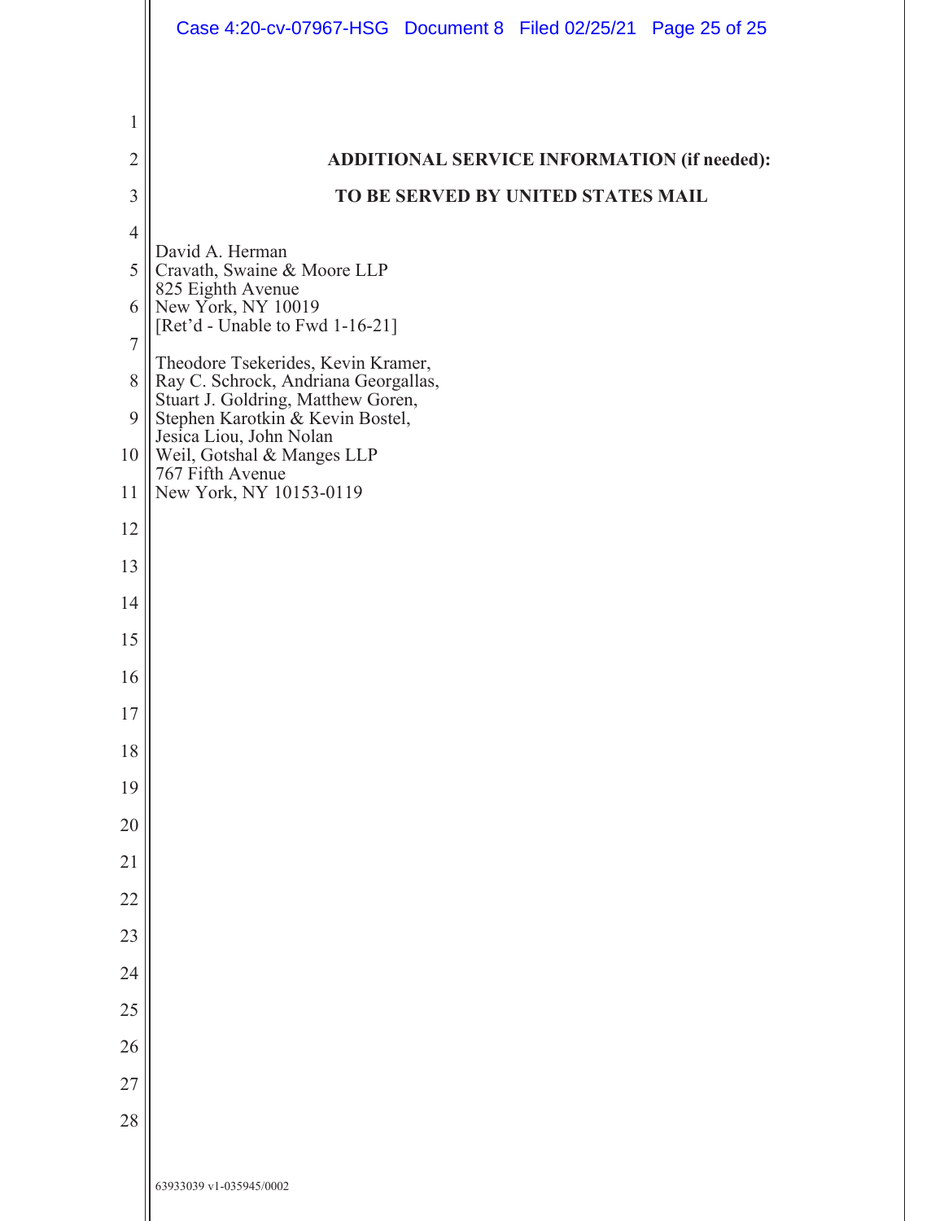**ADDITIONAL SERVICE INFORMATION (if needed):**

**TO BE SERVED BY UNITED STATES MAIL**

David A. Herman
Cravath, Swaine & Moore LLP
825 Eighth Avenue
New York, NY 10019
[Ret'd - Unable to Fwd 1-16-21]

Theodore Tsekerides, Kevin Kramer,
Ray C. Schrock, Andriana Georgallas,
Stuart J. Goldring, Matthew Goren,
Stephen Karotkin & Kevin Bostel,
Jesica Liou, John Nolan
Weil, Gotshal & Manges LLP
767 Fifth Avenue
New York, NY 10153-0119

63933039 v1-035945/0002